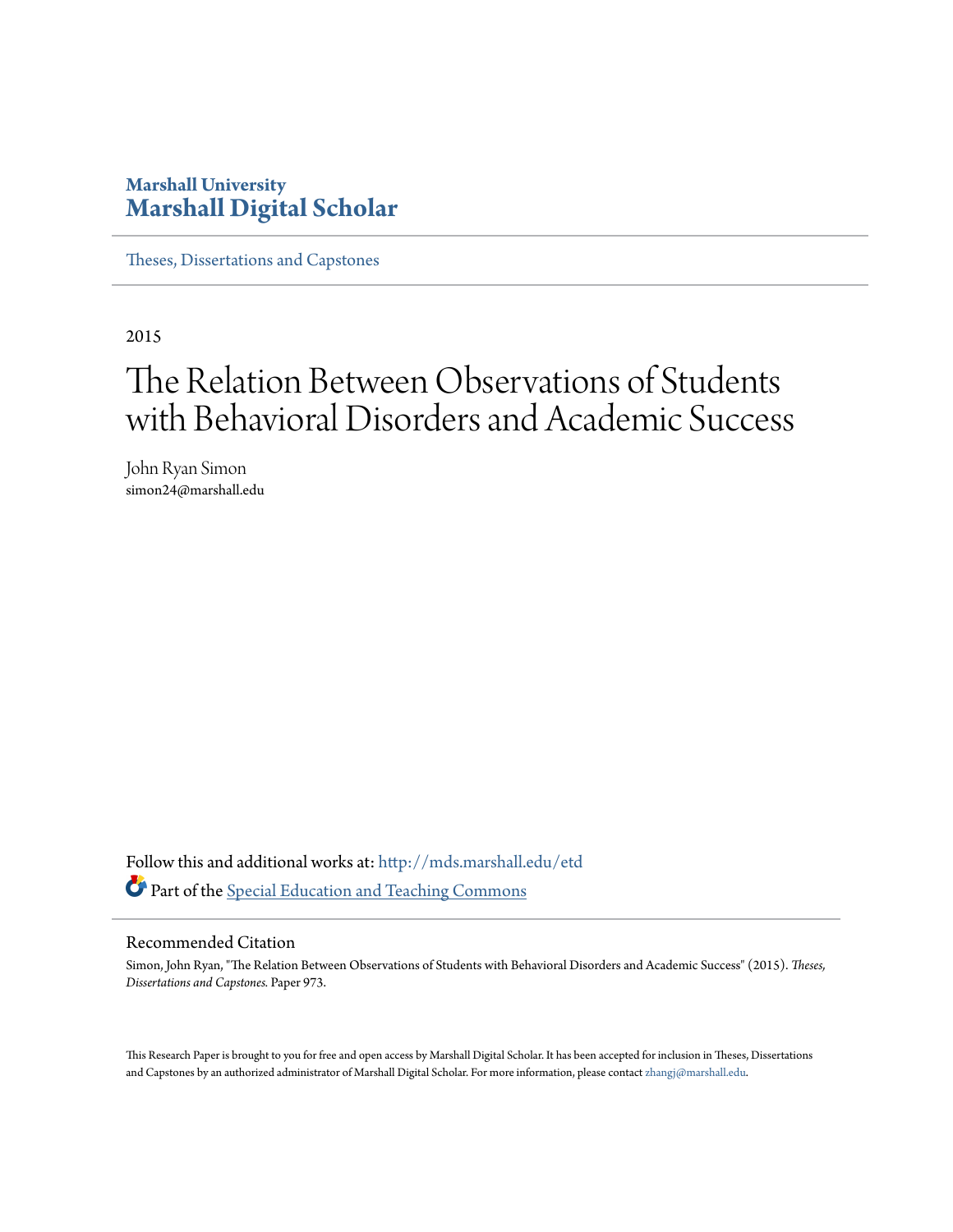# Marshall University
# Marshall Digital Scholar

Theses, Dissertations and Capstones

2015

# The Relation Between Observations of Students with Behavioral Disorders and Academic Success

John Ryan Simon
simon24@marshall.edu

Follow this and additional works at: http://mds.marshall.edu/etd

Part of the Special Education and Teaching Commons

## Recommended Citation

Simon, John Ryan, "The Relation Between Observations of Students with Behavioral Disorders and Academic Success" (2015). *Theses, Dissertations and Capstones.* Paper 973.

This Research Paper is brought to you for free and open access by Marshall Digital Scholar. It has been accepted for inclusion in Theses, Dissertations and Capstones by an authorized administrator of Marshall Digital Scholar. For more information, please contact zhangj@marshall.edu.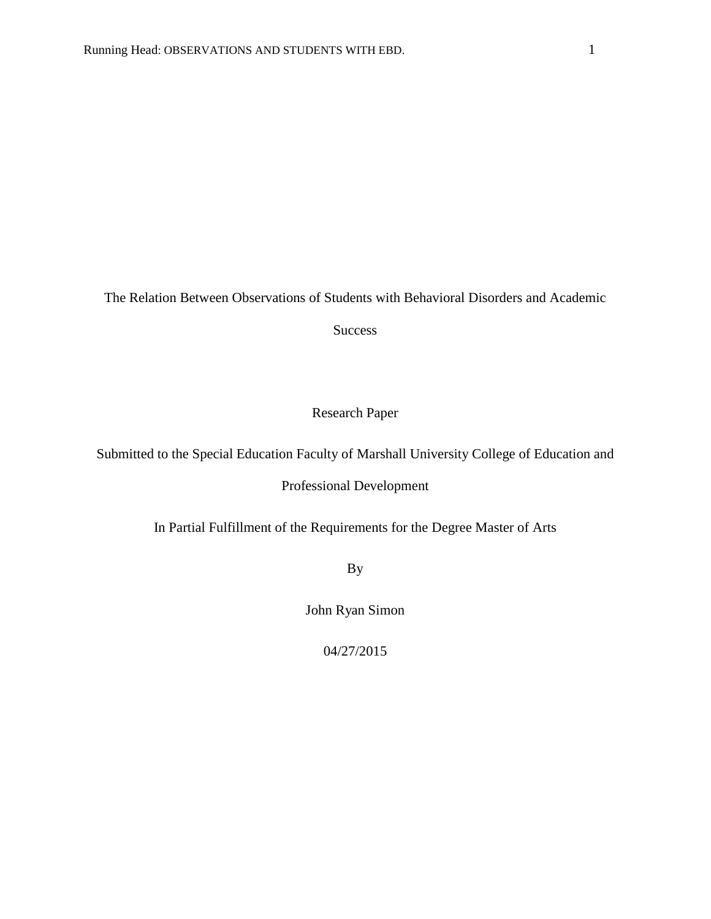The Relation Between Observations of Students with Behavioral Disorders and Academic Success

Research Paper

Submitted to the Special Education Faculty of Marshall University College of Education and Professional Development

In Partial Fulfillment of the Requirements for the Degree Master of Arts

By

John Ryan Simon

04/27/2015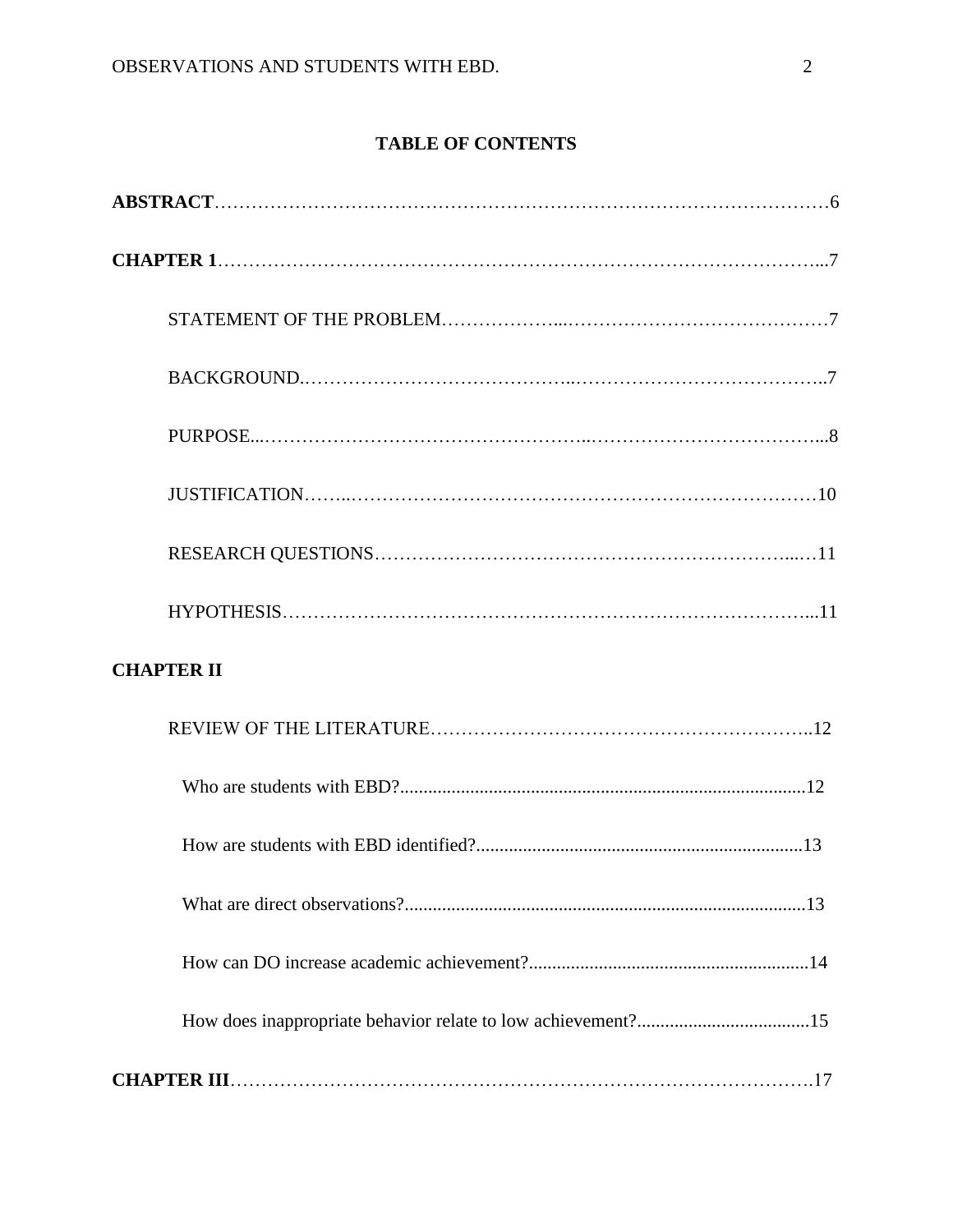**TABLE OF CONTENTS**

**ABSTRACT**……………………………………………………………………………………6

**CHAPTER 1**………………………………………………………………………………...7

STATEMENT OF THE PROBLEM………………...……………………………………7

BACKGROUND.…………………………………..…………………………………..7

PURPOSE...……………………………………………..……………………………...8

JUSTIFICATION……..……………………………………………………………………10

RESEARCH QUESTIONS…………………………………………………………...…11

HYPOTHESIS…………………………………………………………………………...11

**CHAPTER II**

REVIEW OF THE LITERATURE…………………………………………………..12

Who are students with EBD?......................................................................................12

How are students with EBD identified?......................................................................13

What are direct observations?......................................................................................13

How can DO increase academic achievement?............................................................14

How does inappropriate behavior relate to low achievement?.....................................15

**CHAPTER III**……………………………………………………………………………….17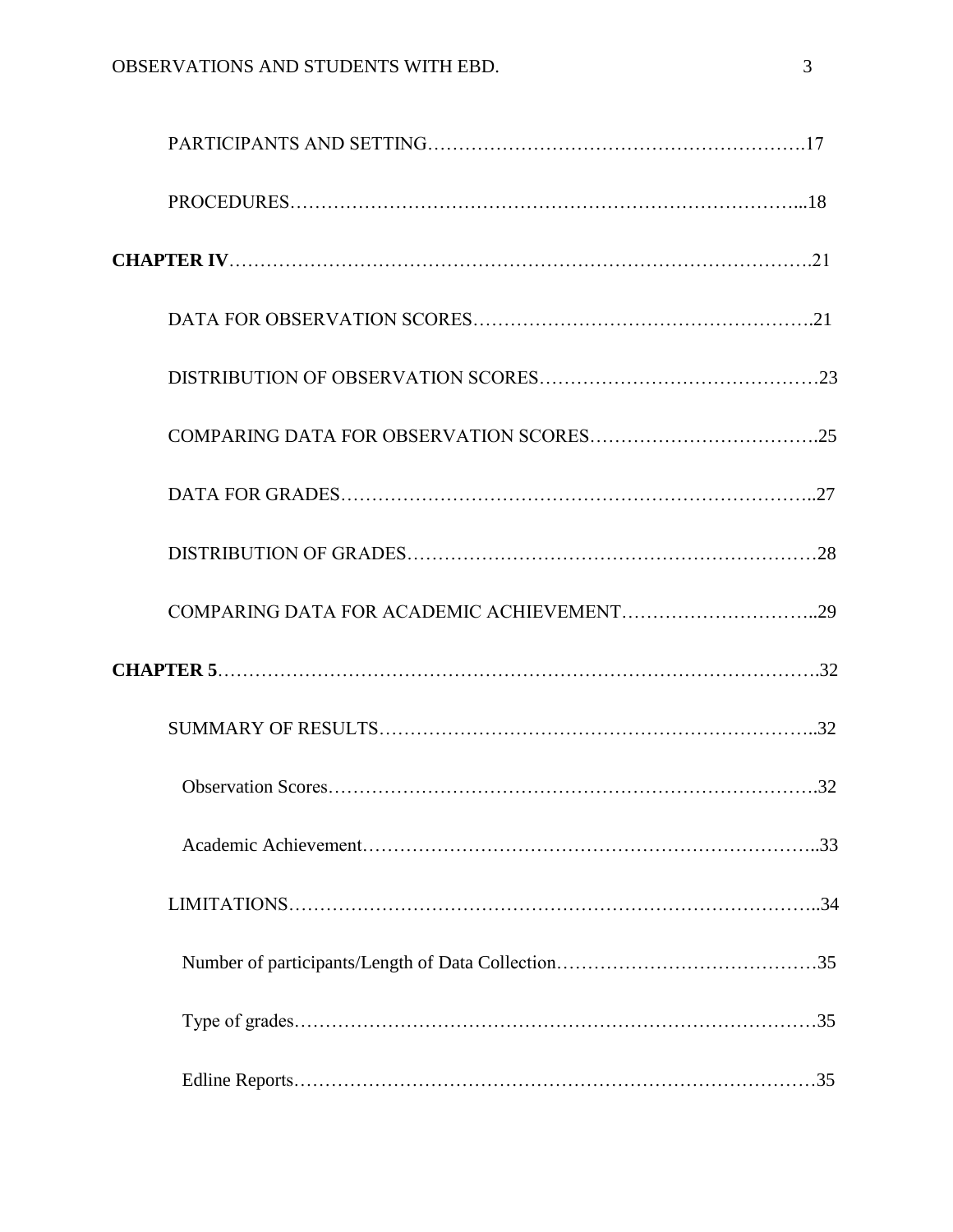PARTICIPANTS AND SETTING……………………………………………………….17

PROCEDURES…………………………………………………………………...18

**CHAPTER IV**……………………………………………………………………………….21

DATA FOR OBSERVATION SCORES……………………………………………….21

DISTRIBUTION OF OBSERVATION SCORES………………………………………23

COMPARING DATA FOR OBSERVATION SCORES……………………………….25

DATA FOR GRADES………………………………………………………………..27

DISTRIBUTION OF GRADES………………………………………………………28

COMPARING DATA FOR ACADEMIC ACHIEVEMENT…………………………...29

**CHAPTER 5**………………………………………………………………………………….32

SUMMARY OF RESULTS…………………………………………………………...32

Observation Scores………………………………………………………………….32

Academic Achievement……………………………………………………………..33

LIMITATIONS…………………………………………………………………………..34

Number of participants/Length of Data Collection……………………………………35

Type of grades…………………………………………………………………………35

Edline Reports…………………………………………………………………………35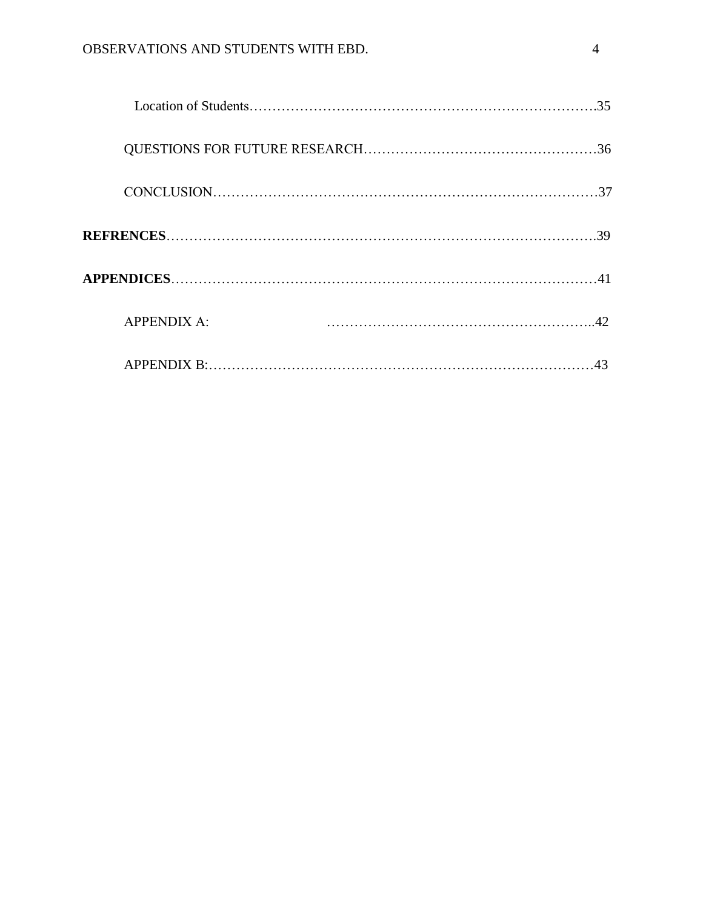Location of Students……………………………………………………………….35

QUESTIONS FOR FUTURE RESEARCH……………………………………………36

CONCLUSION………………………………………………………………………37

**REFRENCES**……………………………………………………………………………….39

**APPENDICES**………………………………………………………………………………41

APPENDIX A: …………………………………………………..42

APPENDIX B:………………………………………………………………………43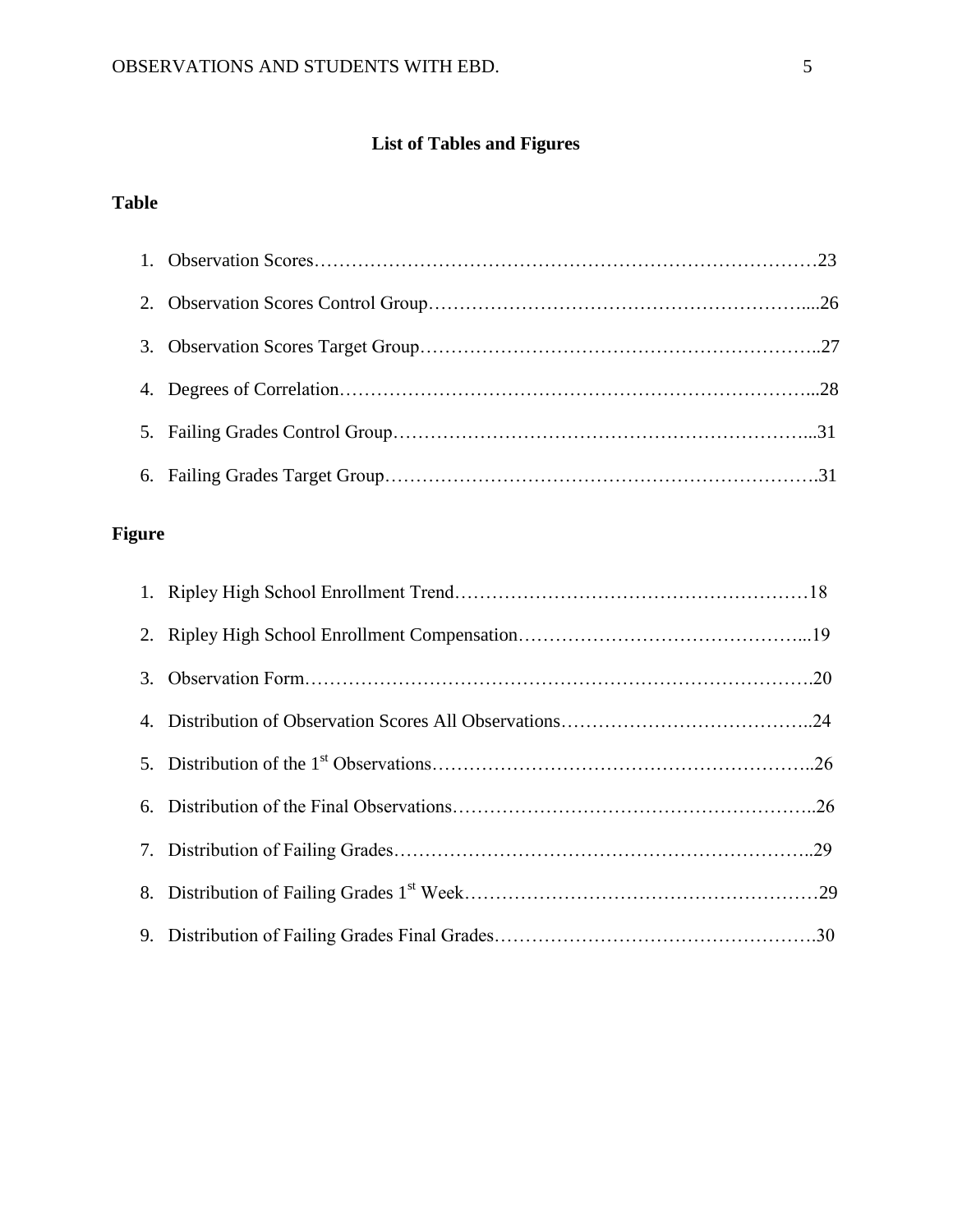## List of Tables and Figures

### Table

1. Observation Scores……………………………………………………………………23
2. Observation Scores Control Group……………………………………………………....26
3. Observation Scores Target Group……………………………………………………..27
4. Degrees of Correlation………………………………………………………………...28
5. Failing Grades Control Group…………………………………………………………...31
6. Failing Grades Target Group…………………………………………………………….31

### Figure

1. Ripley High School Enrollment Trend…………………………………………………18
2. Ripley High School Enrollment Compensation………………………………………...19
3. Observation Form……………………………………………………………………….20
4. Distribution of Observation Scores All Observations…………………………………..24
5. Distribution of the 1st Observations……………………………………………………..26
6. Distribution of the Final Observations…………………………………………………..26
7. Distribution of Failing Grades…………………………………………………………..29
8. Distribution of Failing Grades 1st Week…………………………………………………29
9. Distribution of Failing Grades Final Grades…………………………………………….30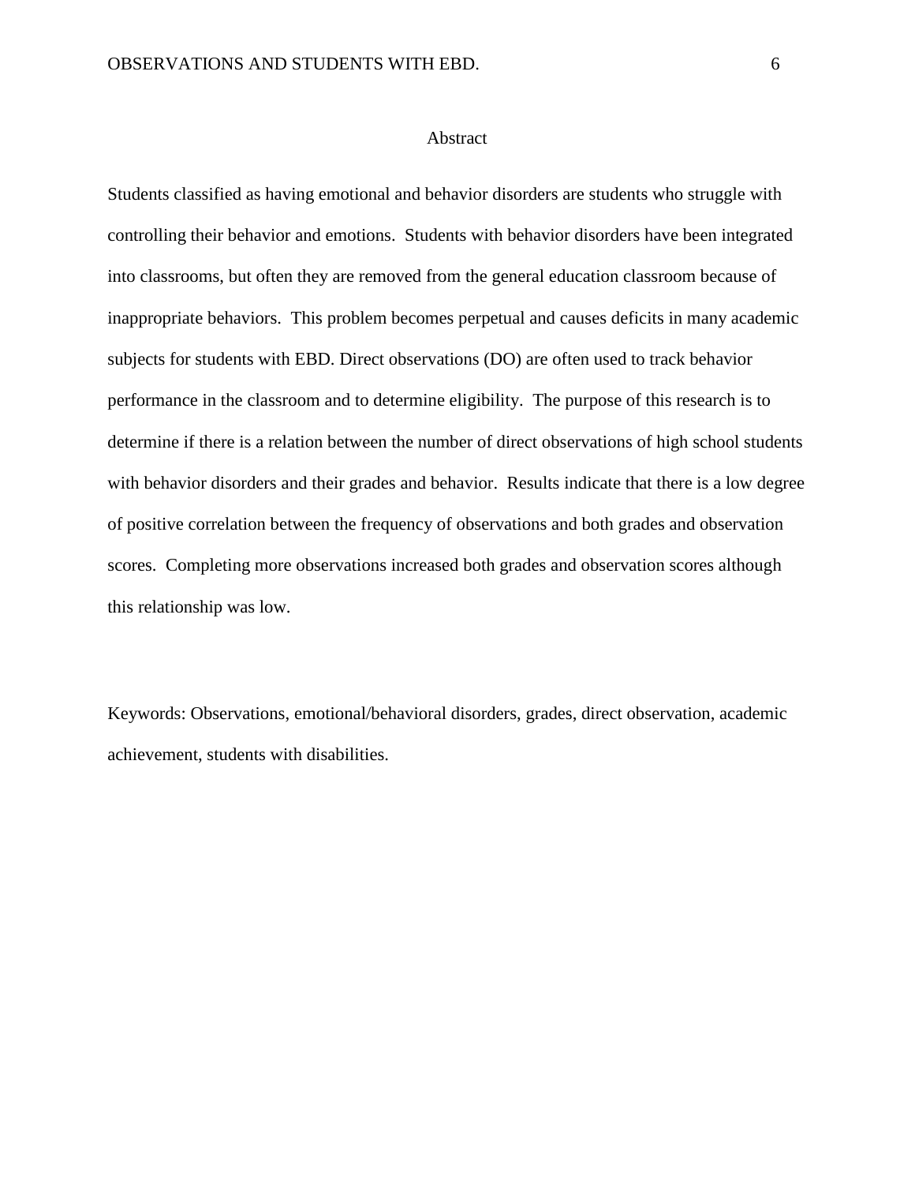# Abstract

Students classified as having emotional and behavior disorders are students who struggle with controlling their behavior and emotions. Students with behavior disorders have been integrated into classrooms, but often they are removed from the general education classroom because of inappropriate behaviors. This problem becomes perpetual and causes deficits in many academic subjects for students with EBD. Direct observations (DO) are often used to track behavior performance in the classroom and to determine eligibility. The purpose of this research is to determine if there is a relation between the number of direct observations of high school students with behavior disorders and their grades and behavior. Results indicate that there is a low degree of positive correlation between the frequency of observations and both grades and observation scores. Completing more observations increased both grades and observation scores although this relationship was low.

Keywords: Observations, emotional/behavioral disorders, grades, direct observation, academic achievement, students with disabilities.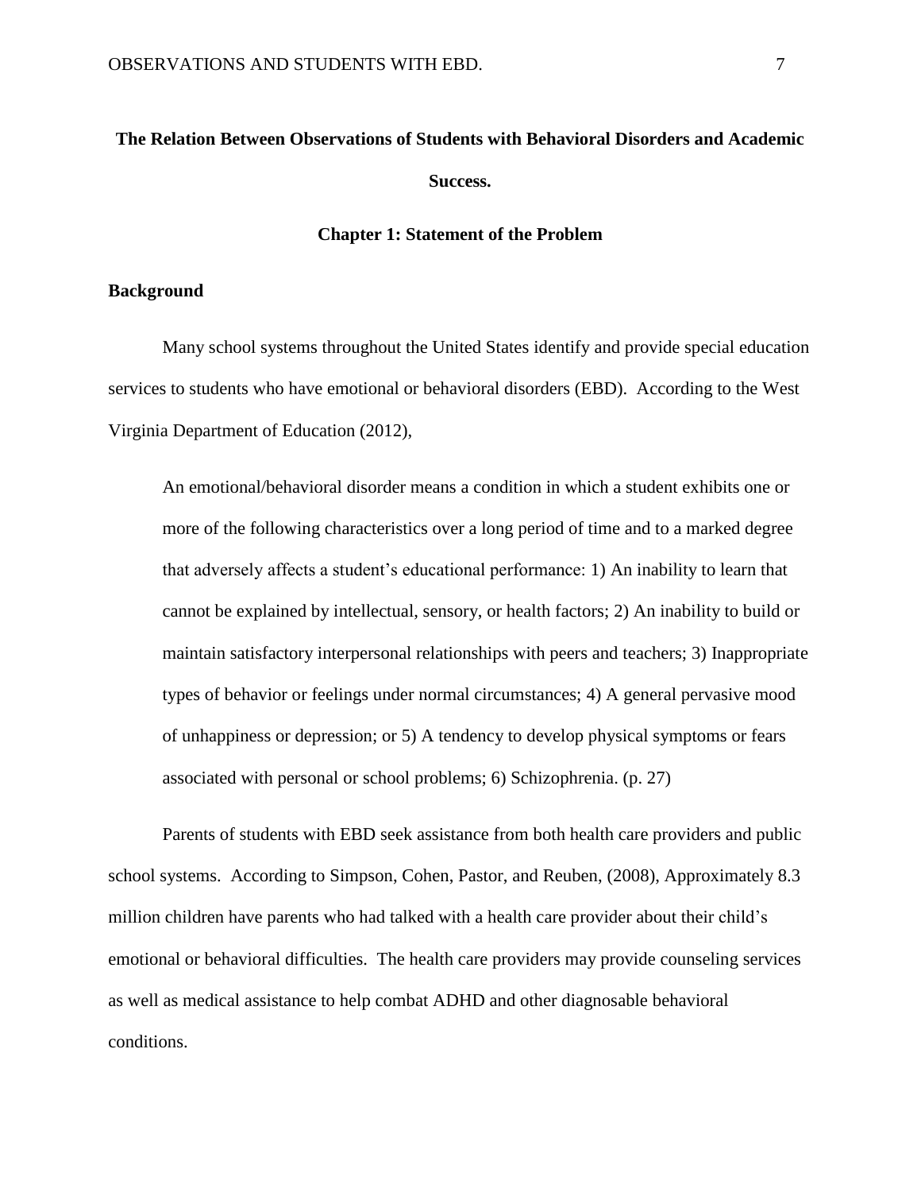# The Relation Between Observations of Students with Behavioral Disorders and Academic Success.

## Chapter 1: Statement of the Problem

### Background

Many school systems throughout the United States identify and provide special education services to students who have emotional or behavioral disorders (EBD). According to the West Virginia Department of Education (2012),

> An emotional/behavioral disorder means a condition in which a student exhibits one or more of the following characteristics over a long period of time and to a marked degree that adversely affects a student's educational performance: 1) An inability to learn that cannot be explained by intellectual, sensory, or health factors; 2) An inability to build or maintain satisfactory interpersonal relationships with peers and teachers; 3) Inappropriate types of behavior or feelings under normal circumstances; 4) A general pervasive mood of unhappiness or depression; or 5) A tendency to develop physical symptoms or fears associated with personal or school problems; 6) Schizophrenia. (p. 27)

Parents of students with EBD seek assistance from both health care providers and public school systems. According to Simpson, Cohen, Pastor, and Reuben, (2008), Approximately 8.3 million children have parents who had talked with a health care provider about their child's emotional or behavioral difficulties. The health care providers may provide counseling services as well as medical assistance to help combat ADHD and other diagnosable behavioral conditions.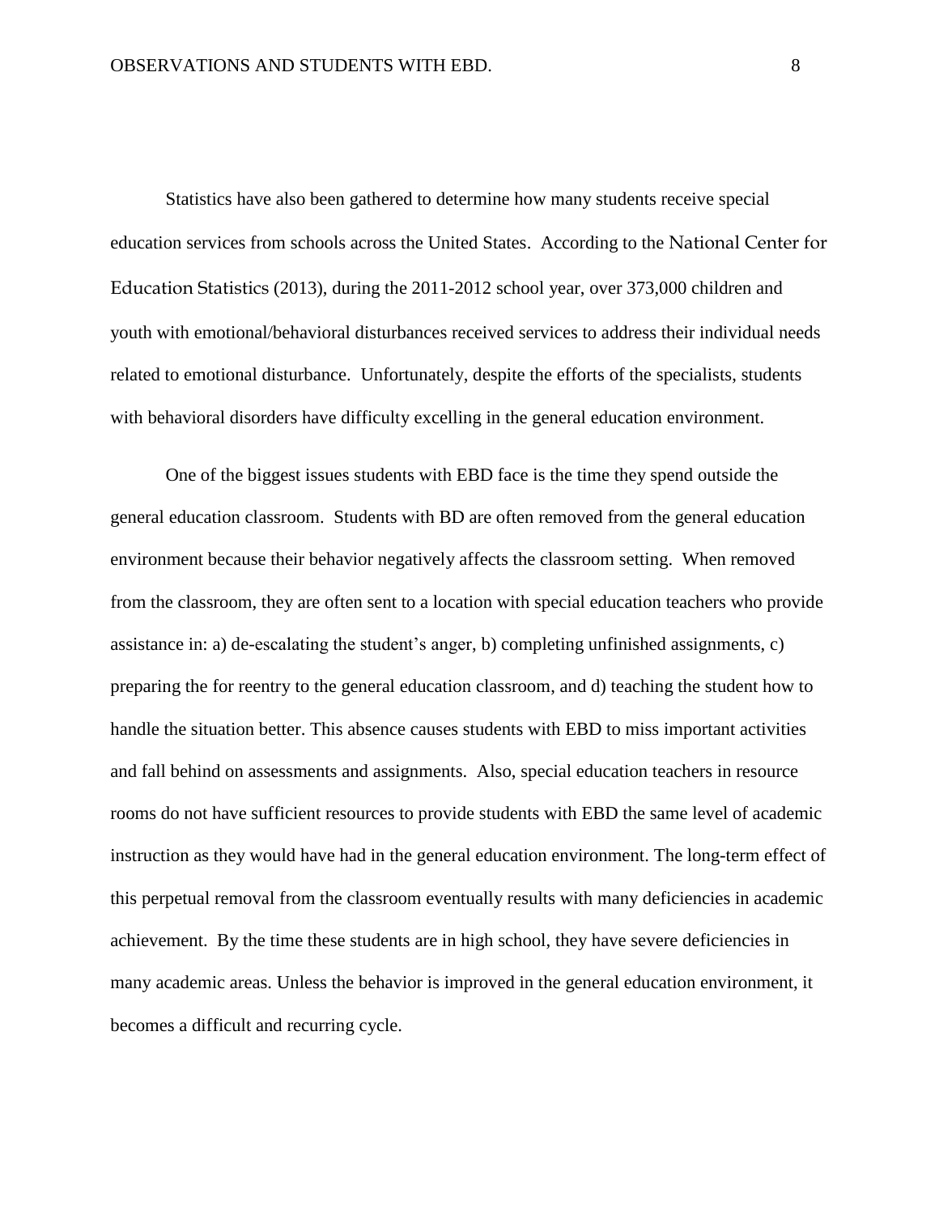Statistics have also been gathered to determine how many students receive special education services from schools across the United States. According to the National Center for Education Statistics (2013), during the 2011-2012 school year, over 373,000 children and youth with emotional/behavioral disturbances received services to address their individual needs related to emotional disturbance. Unfortunately, despite the efforts of the specialists, students with behavioral disorders have difficulty excelling in the general education environment.

One of the biggest issues students with EBD face is the time they spend outside the general education classroom. Students with BD are often removed from the general education environment because their behavior negatively affects the classroom setting. When removed from the classroom, they are often sent to a location with special education teachers who provide assistance in: a) de-escalating the student's anger, b) completing unfinished assignments, c) preparing the for reentry to the general education classroom, and d) teaching the student how to handle the situation better. This absence causes students with EBD to miss important activities and fall behind on assessments and assignments. Also, special education teachers in resource rooms do not have sufficient resources to provide students with EBD the same level of academic instruction as they would have had in the general education environment. The long-term effect of this perpetual removal from the classroom eventually results with many deficiencies in academic achievement. By the time these students are in high school, they have severe deficiencies in many academic areas. Unless the behavior is improved in the general education environment, it becomes a difficult and recurring cycle.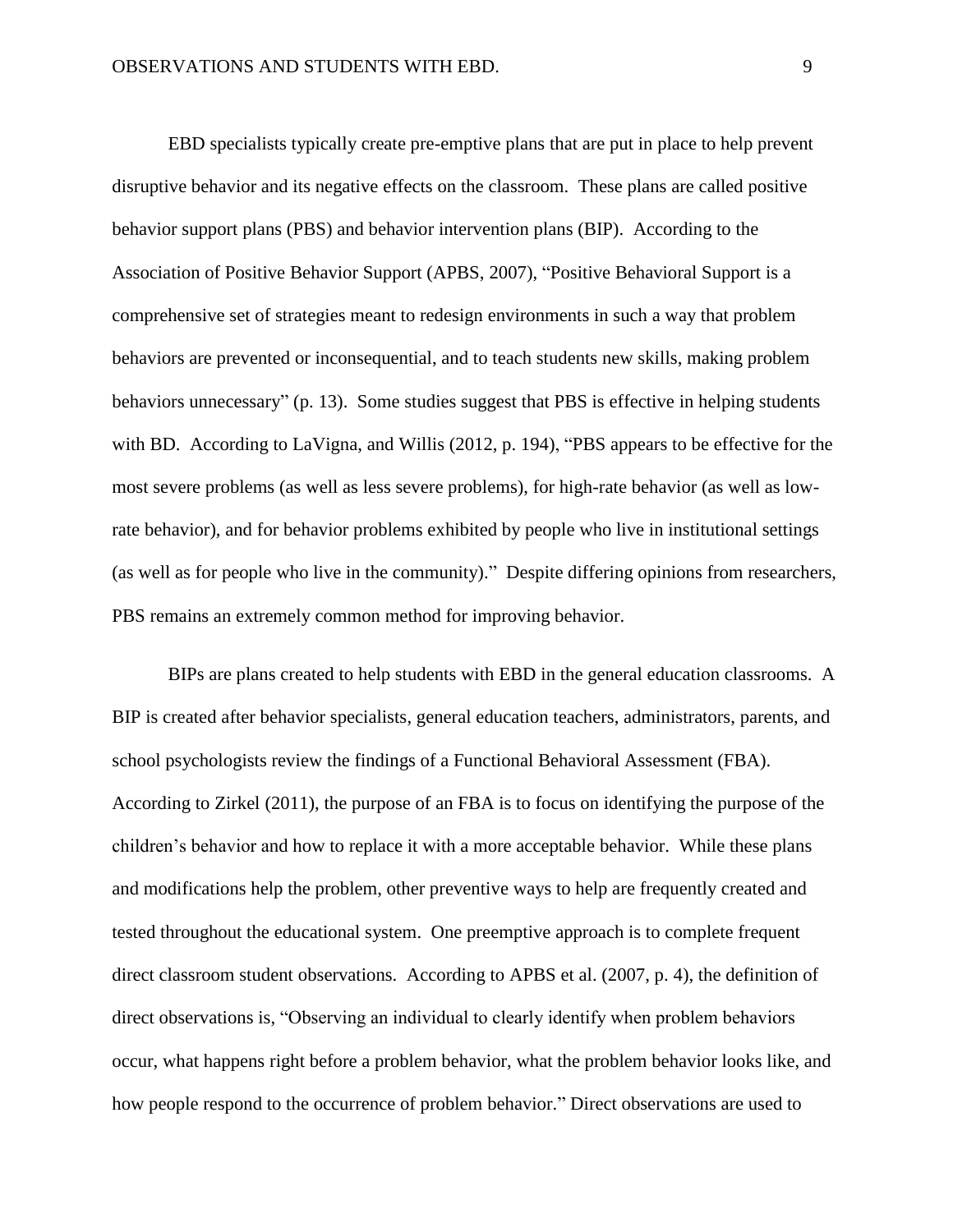EBD specialists typically create pre-emptive plans that are put in place to help prevent disruptive behavior and its negative effects on the classroom. These plans are called positive behavior support plans (PBS) and behavior intervention plans (BIP). According to the Association of Positive Behavior Support (APBS, 2007), "Positive Behavioral Support is a comprehensive set of strategies meant to redesign environments in such a way that problem behaviors are prevented or inconsequential, and to teach students new skills, making problem behaviors unnecessary" (p. 13). Some studies suggest that PBS is effective in helping students with BD. According to LaVigna, and Willis (2012, p. 194), "PBS appears to be effective for the most severe problems (as well as less severe problems), for high-rate behavior (as well as low-rate behavior), and for behavior problems exhibited by people who live in institutional settings (as well as for people who live in the community)." Despite differing opinions from researchers, PBS remains an extremely common method for improving behavior.

BIPs are plans created to help students with EBD in the general education classrooms. A BIP is created after behavior specialists, general education teachers, administrators, parents, and school psychologists review the findings of a Functional Behavioral Assessment (FBA). According to Zirkel (2011), the purpose of an FBA is to focus on identifying the purpose of the children's behavior and how to replace it with a more acceptable behavior. While these plans and modifications help the problem, other preventive ways to help are frequently created and tested throughout the educational system. One preemptive approach is to complete frequent direct classroom student observations. According to APBS et al. (2007, p. 4), the definition of direct observations is, "Observing an individual to clearly identify when problem behaviors occur, what happens right before a problem behavior, what the problem behavior looks like, and how people respond to the occurrence of problem behavior." Direct observations are used to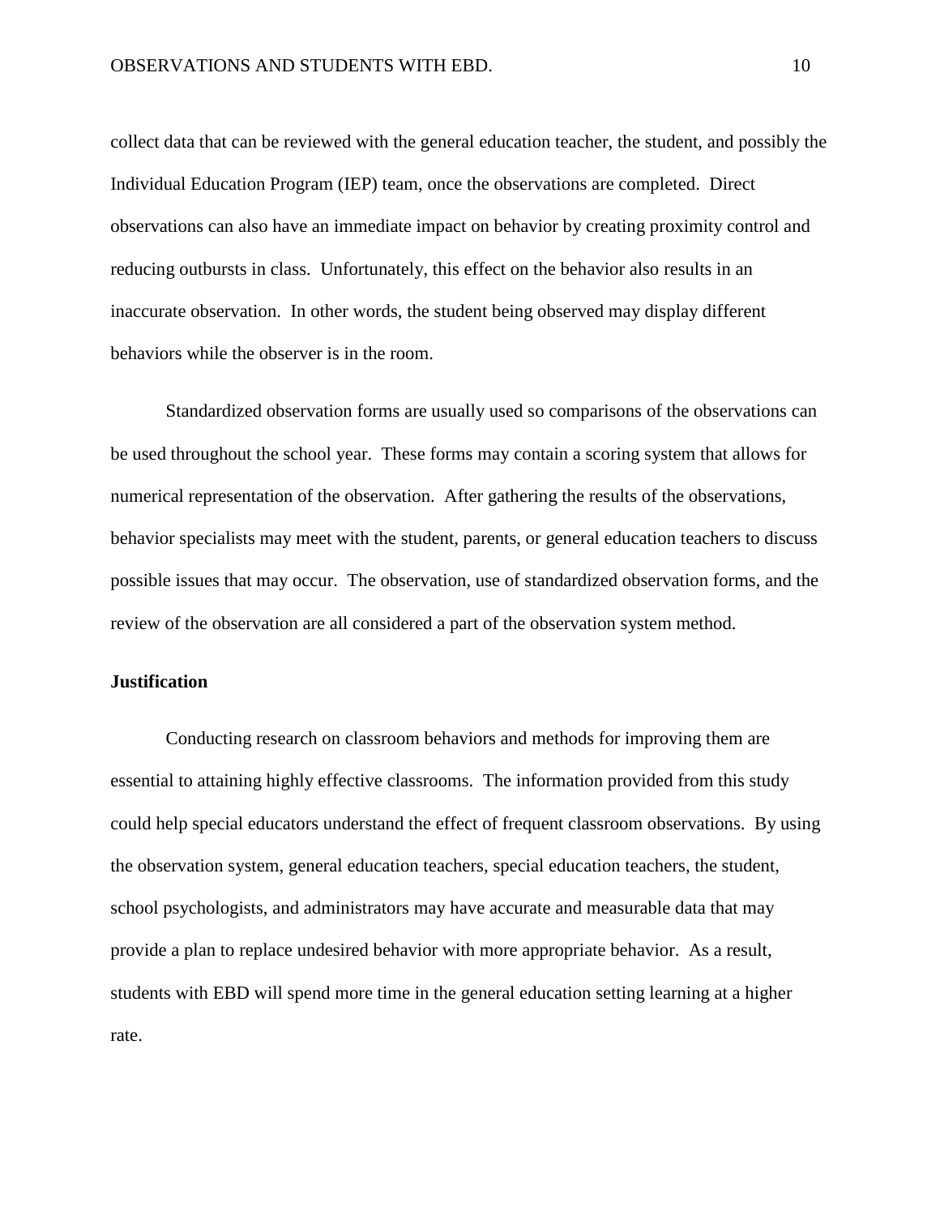collect data that can be reviewed with the general education teacher, the student, and possibly the Individual Education Program (IEP) team, once the observations are completed. Direct observations can also have an immediate impact on behavior by creating proximity control and reducing outbursts in class. Unfortunately, this effect on the behavior also results in an inaccurate observation. In other words, the student being observed may display different behaviors while the observer is in the room.

Standardized observation forms are usually used so comparisons of the observations can be used throughout the school year. These forms may contain a scoring system that allows for numerical representation of the observation. After gathering the results of the observations, behavior specialists may meet with the student, parents, or general education teachers to discuss possible issues that may occur. The observation, use of standardized observation forms, and the review of the observation are all considered a part of the observation system method.

**Justification**

Conducting research on classroom behaviors and methods for improving them are essential to attaining highly effective classrooms. The information provided from this study could help special educators understand the effect of frequent classroom observations. By using the observation system, general education teachers, special education teachers, the student, school psychologists, and administrators may have accurate and measurable data that may provide a plan to replace undesired behavior with more appropriate behavior. As a result, students with EBD will spend more time in the general education setting learning at a higher rate.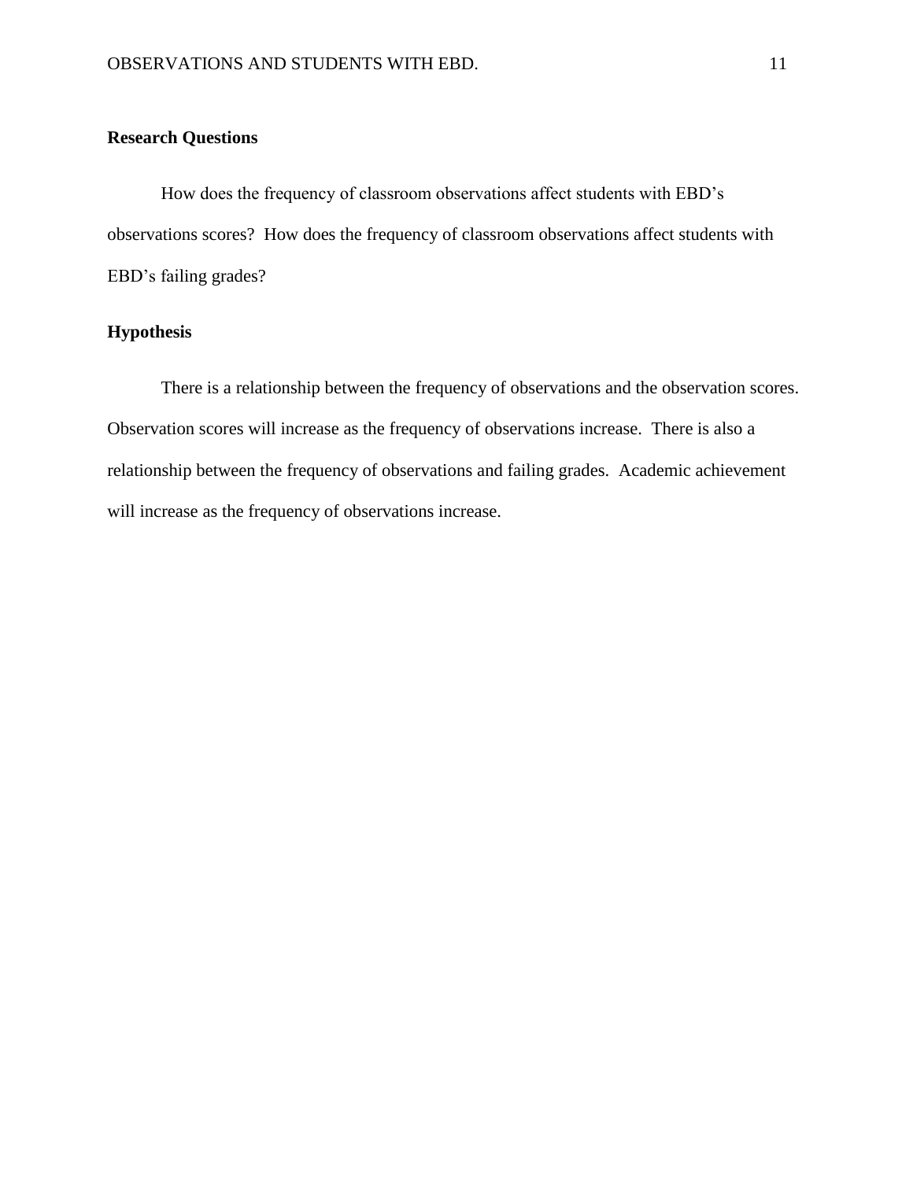## Research Questions

How does the frequency of classroom observations affect students with EBD's observations scores? How does the frequency of classroom observations affect students with EBD's failing grades?

## Hypothesis

There is a relationship between the frequency of observations and the observation scores. Observation scores will increase as the frequency of observations increase. There is also a relationship between the frequency of observations and failing grades. Academic achievement will increase as the frequency of observations increase.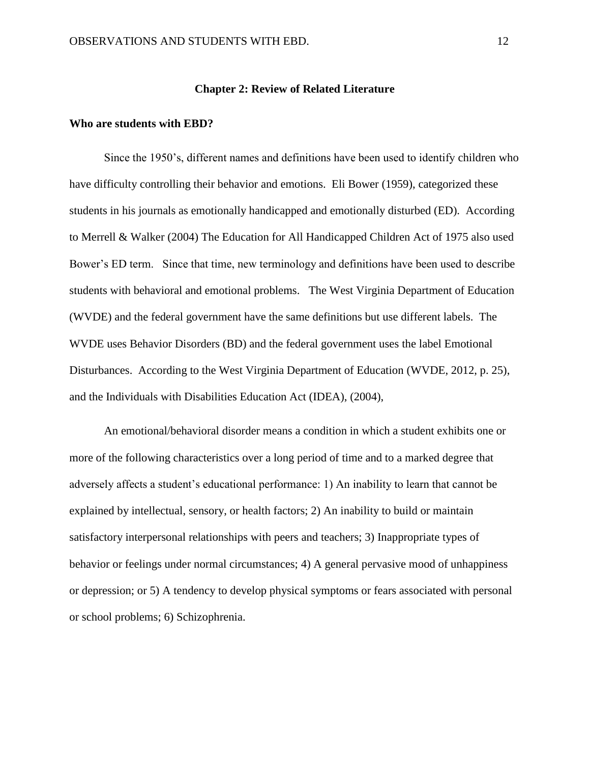## Chapter 2: Review of Related Literature

### Who are students with EBD?

Since the 1950's, different names and definitions have been used to identify children who have difficulty controlling their behavior and emotions. Eli Bower (1959), categorized these students in his journals as emotionally handicapped and emotionally disturbed (ED). According to Merrell & Walker (2004) The Education for All Handicapped Children Act of 1975 also used Bower's ED term. Since that time, new terminology and definitions have been used to describe students with behavioral and emotional problems. The West Virginia Department of Education (WVDE) and the federal government have the same definitions but use different labels. The WVDE uses Behavior Disorders (BD) and the federal government uses the label Emotional Disturbances. According to the West Virginia Department of Education (WVDE, 2012, p. 25), and the Individuals with Disabilities Education Act (IDEA), (2004),

An emotional/behavioral disorder means a condition in which a student exhibits one or more of the following characteristics over a long period of time and to a marked degree that adversely affects a student's educational performance: 1) An inability to learn that cannot be explained by intellectual, sensory, or health factors; 2) An inability to build or maintain satisfactory interpersonal relationships with peers and teachers; 3) Inappropriate types of behavior or feelings under normal circumstances; 4) A general pervasive mood of unhappiness or depression; or 5) A tendency to develop physical symptoms or fears associated with personal or school problems; 6) Schizophrenia.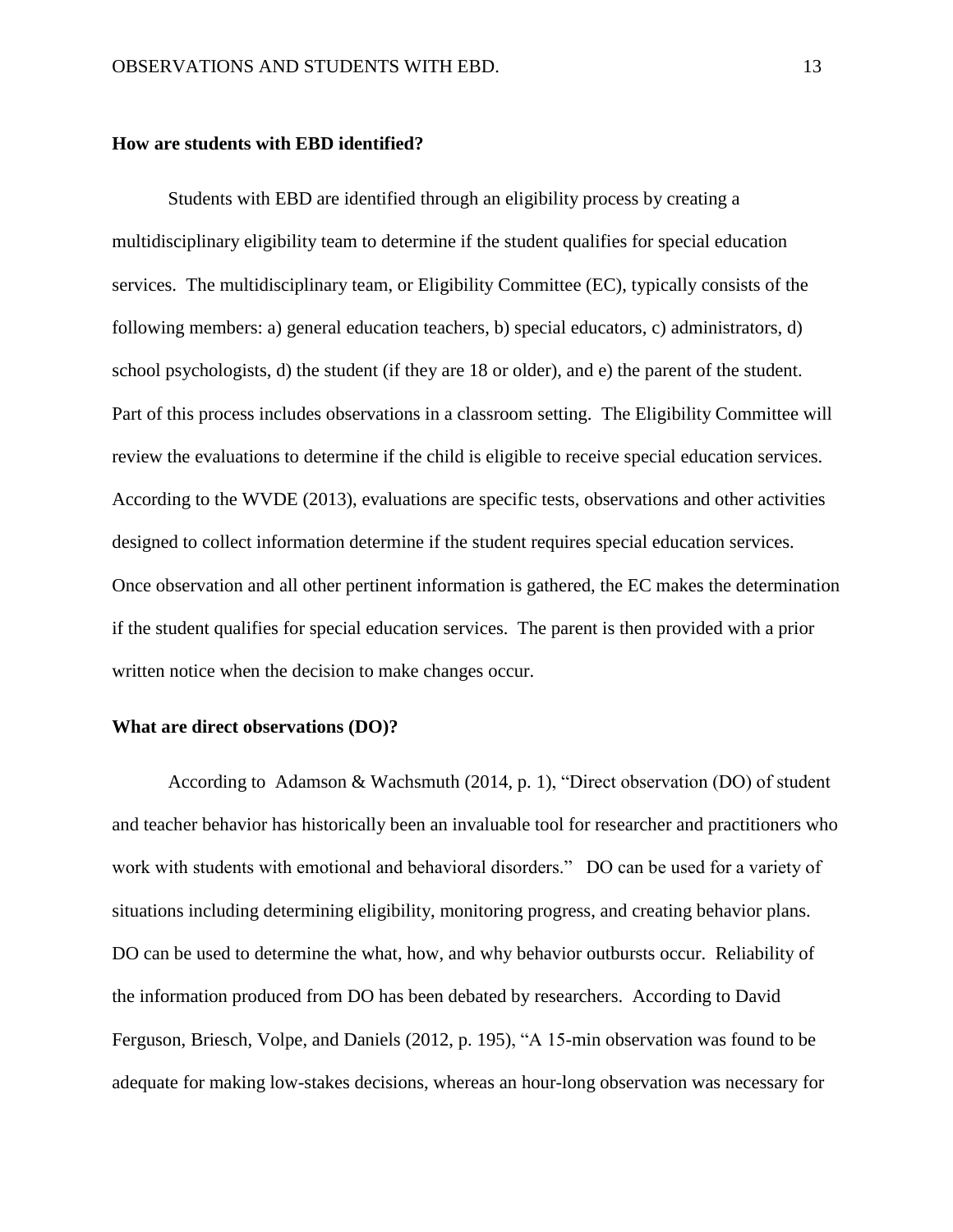**How are students with EBD identified?**

Students with EBD are identified through an eligibility process by creating a multidisciplinary eligibility team to determine if the student qualifies for special education services. The multidisciplinary team, or Eligibility Committee (EC), typically consists of the following members: a) general education teachers, b) special educators, c) administrators, d) school psychologists, d) the student (if they are 18 or older), and e) the parent of the student. Part of this process includes observations in a classroom setting. The Eligibility Committee will review the evaluations to determine if the child is eligible to receive special education services. According to the WVDE (2013), evaluations are specific tests, observations and other activities designed to collect information determine if the student requires special education services. Once observation and all other pertinent information is gathered, the EC makes the determination if the student qualifies for special education services. The parent is then provided with a prior written notice when the decision to make changes occur.

**What are direct observations (DO)?**

According to Adamson & Wachsmuth (2014, p. 1), "Direct observation (DO) of student and teacher behavior has historically been an invaluable tool for researcher and practitioners who work with students with emotional and behavioral disorders." DO can be used for a variety of situations including determining eligibility, monitoring progress, and creating behavior plans. DO can be used to determine the what, how, and why behavior outbursts occur. Reliability of the information produced from DO has been debated by researchers. According to David Ferguson, Briesch, Volpe, and Daniels (2012, p. 195), "A 15-min observation was found to be adequate for making low-stakes decisions, whereas an hour-long observation was necessary for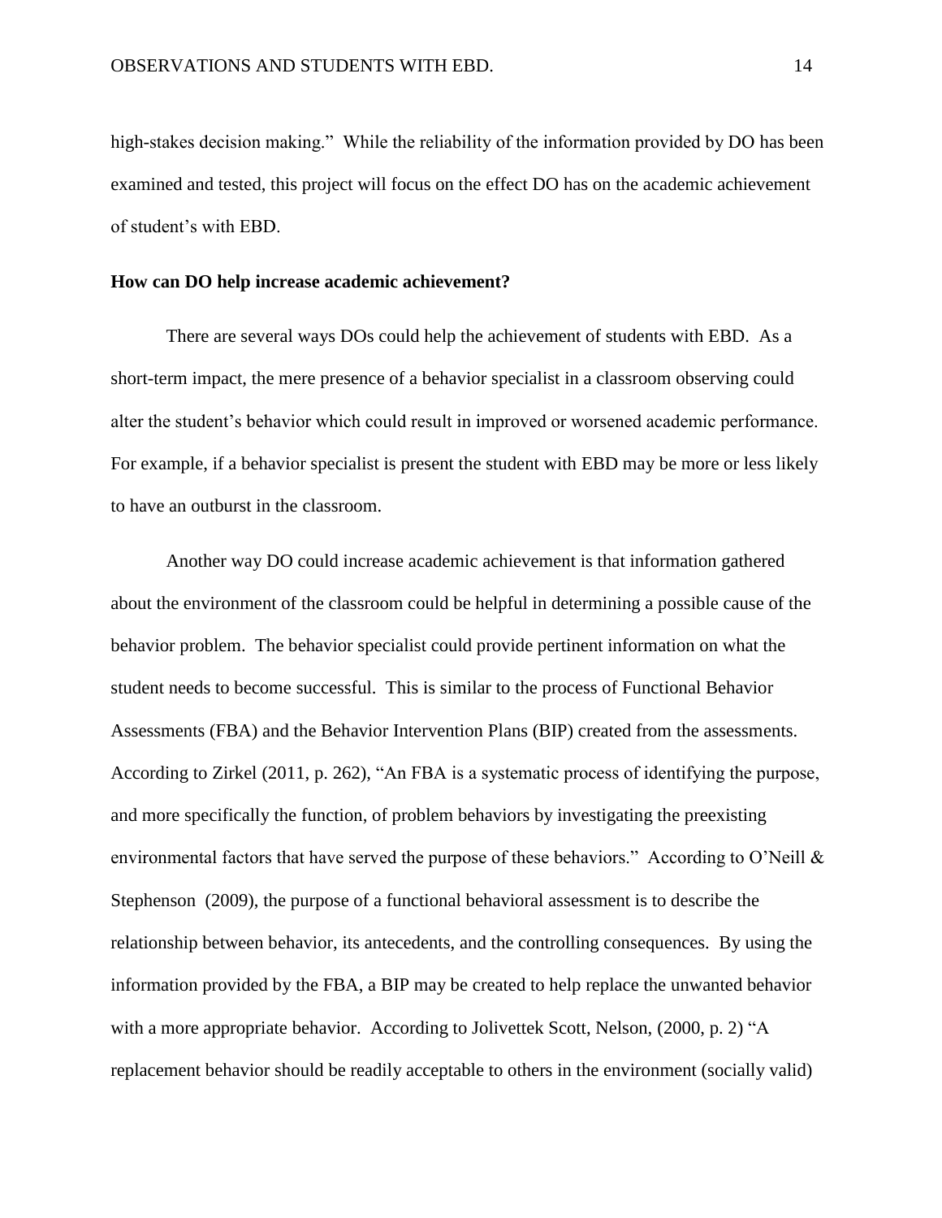high-stakes decision making." While the reliability of the information provided by DO has been examined and tested, this project will focus on the effect DO has on the academic achievement of student's with EBD.

**How can DO help increase academic achievement?**

There are several ways DOs could help the achievement of students with EBD. As a short-term impact, the mere presence of a behavior specialist in a classroom observing could alter the student's behavior which could result in improved or worsened academic performance. For example, if a behavior specialist is present the student with EBD may be more or less likely to have an outburst in the classroom.

Another way DO could increase academic achievement is that information gathered about the environment of the classroom could be helpful in determining a possible cause of the behavior problem. The behavior specialist could provide pertinent information on what the student needs to become successful. This is similar to the process of Functional Behavior Assessments (FBA) and the Behavior Intervention Plans (BIP) created from the assessments. According to Zirkel (2011, p. 262), "An FBA is a systematic process of identifying the purpose, and more specifically the function, of problem behaviors by investigating the preexisting environmental factors that have served the purpose of these behaviors." According to O'Neill & Stephenson (2009), the purpose of a functional behavioral assessment is to describe the relationship between behavior, its antecedents, and the controlling consequences. By using the information provided by the FBA, a BIP may be created to help replace the unwanted behavior with a more appropriate behavior. According to Jolivettek Scott, Nelson, (2000, p. 2) "A replacement behavior should be readily acceptable to others in the environment (socially valid)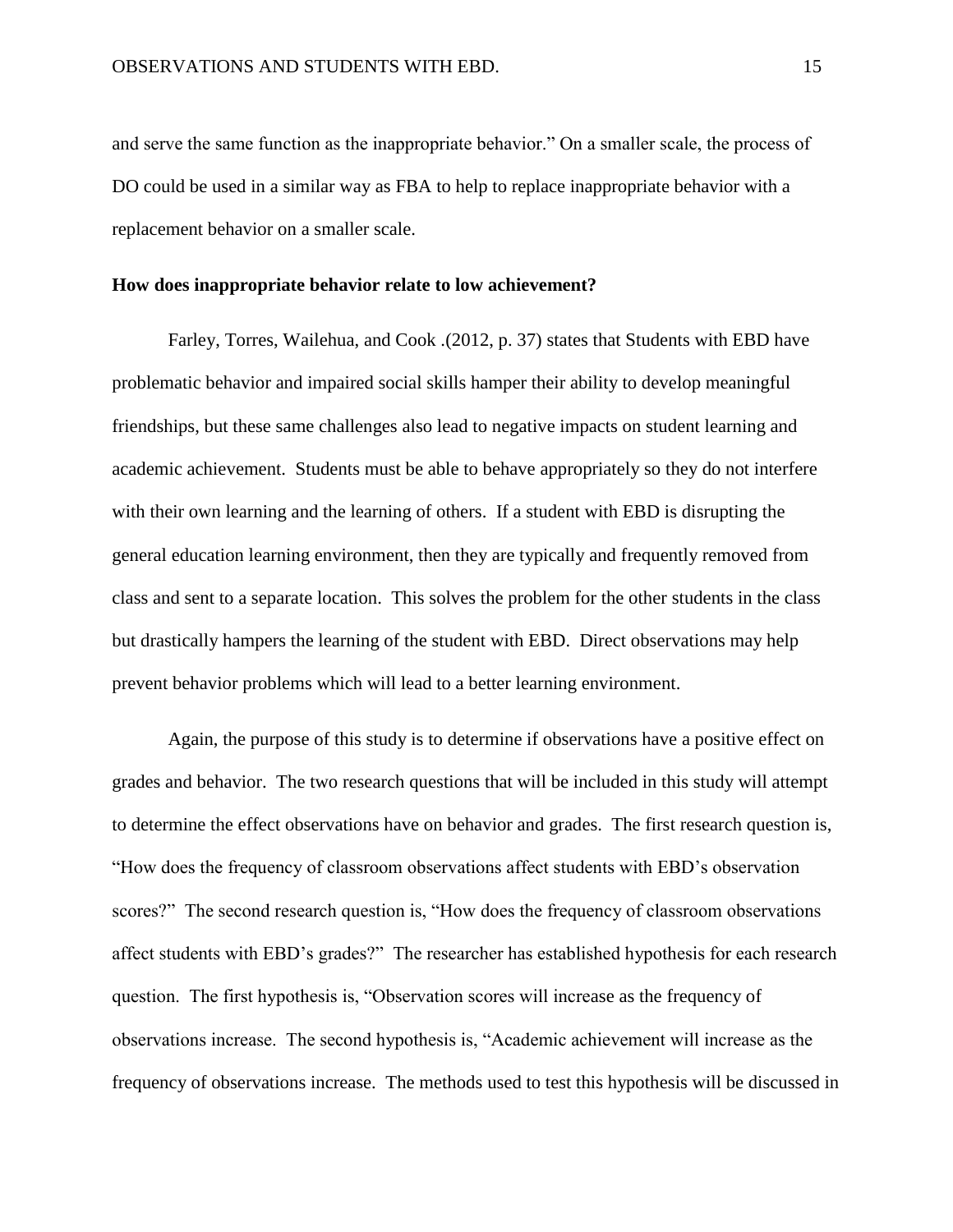and serve the same function as the inappropriate behavior." On a smaller scale, the process of DO could be used in a similar way as FBA to help to replace inappropriate behavior with a replacement behavior on a smaller scale.

**How does inappropriate behavior relate to low achievement?**

Farley, Torres, Wailehua, and Cook .(2012, p. 37) states that Students with EBD have problematic behavior and impaired social skills hamper their ability to develop meaningful friendships, but these same challenges also lead to negative impacts on student learning and academic achievement. Students must be able to behave appropriately so they do not interfere with their own learning and the learning of others. If a student with EBD is disrupting the general education learning environment, then they are typically and frequently removed from class and sent to a separate location. This solves the problem for the other students in the class but drastically hampers the learning of the student with EBD. Direct observations may help prevent behavior problems which will lead to a better learning environment.

Again, the purpose of this study is to determine if observations have a positive effect on grades and behavior. The two research questions that will be included in this study will attempt to determine the effect observations have on behavior and grades. The first research question is, "How does the frequency of classroom observations affect students with EBD's observation scores?" The second research question is, "How does the frequency of classroom observations affect students with EBD's grades?" The researcher has established hypothesis for each research question. The first hypothesis is, "Observation scores will increase as the frequency of observations increase. The second hypothesis is, "Academic achievement will increase as the frequency of observations increase. The methods used to test this hypothesis will be discussed in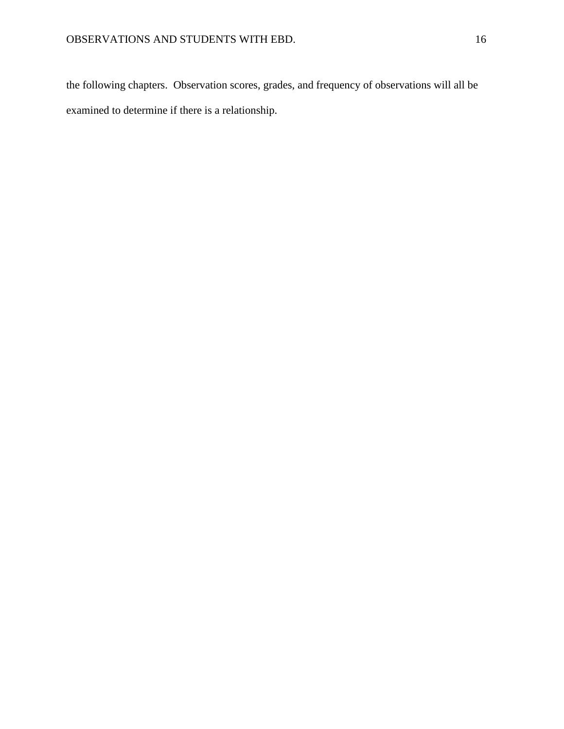the following chapters.  Observation scores, grades, and frequency of observations will all be examined to determine if there is a relationship.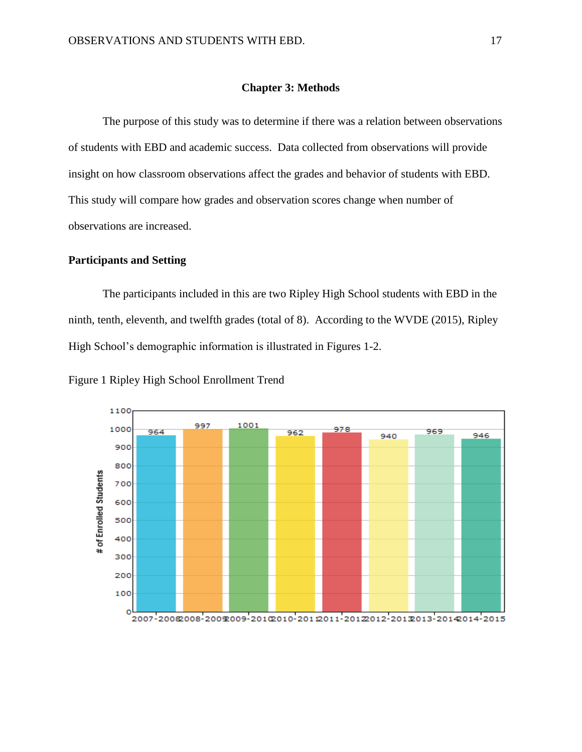## Chapter 3: Methods

The purpose of this study was to determine if there was a relation between observations of students with EBD and academic success. Data collected from observations will provide insight on how classroom observations affect the grades and behavior of students with EBD. This study will compare how grades and observation scores change when number of observations are increased.

### Participants and Setting

The participants included in this are two Ripley High School students with EBD in the ninth, tenth, eleventh, and twelfth grades (total of 8). According to the WVDE (2015), Ripley High School's demographic information is illustrated in Figures 1-2.

Figure 1 Ripley High School Enrollment Trend

# of Enrolled Students

0
100
200
300
400
500
600
700
800
900
1000
1100

964
997
1001
962
978
940
969
946

2007-2008
2008-2009
2009-2010
2010-2011
2011-2012
2012-2013
2013-2014
2014-2015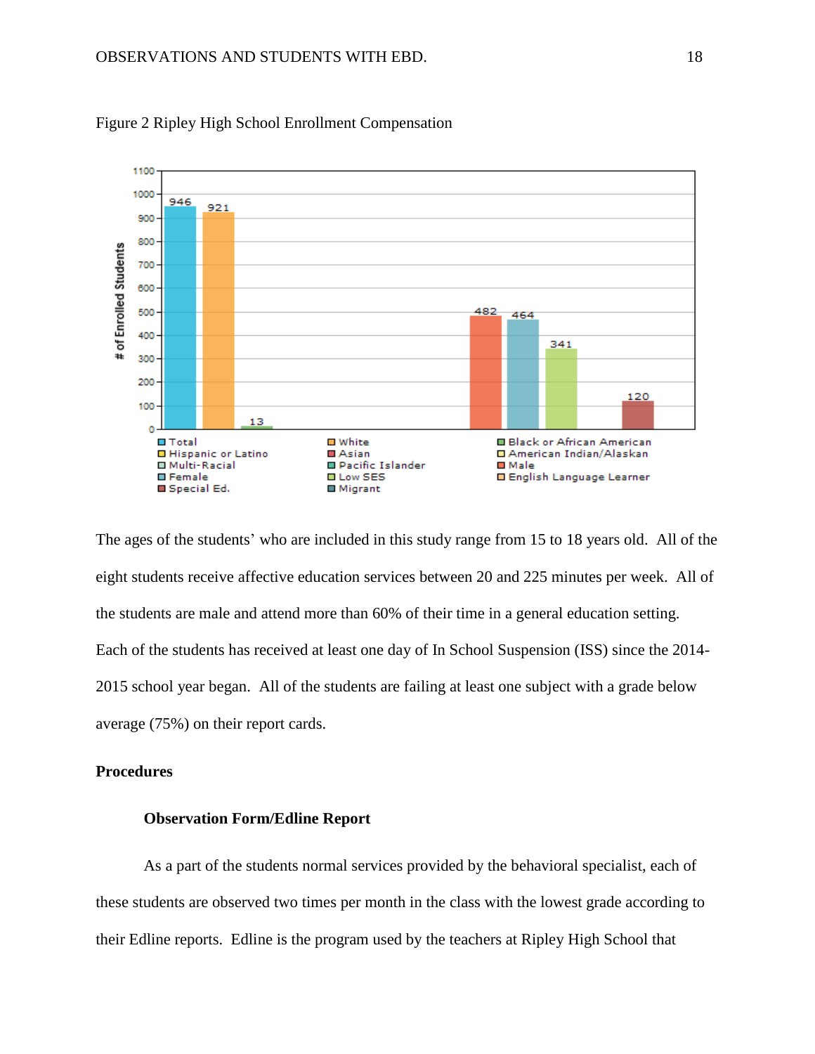Figure 2 Ripley High School Enrollment Compensation

The ages of the students' who are included in this study range from 15 to 18 years old. All of the eight students receive affective education services between 20 and 225 minutes per week. All of the students are male and attend more than 60% of their time in a general education setting. Each of the students has received at least one day of In School Suspension (ISS) since the 2014-2015 school year began. All of the students are failing at least one subject with a grade below average (75%) on their report cards.

## Procedures

### Observation Form/Edline Report

As a part of the students normal services provided by the behavioral specialist, each of these students are observed two times per month in the class with the lowest grade according to their Edline reports. Edline is the program used by the teachers at Ripley High School that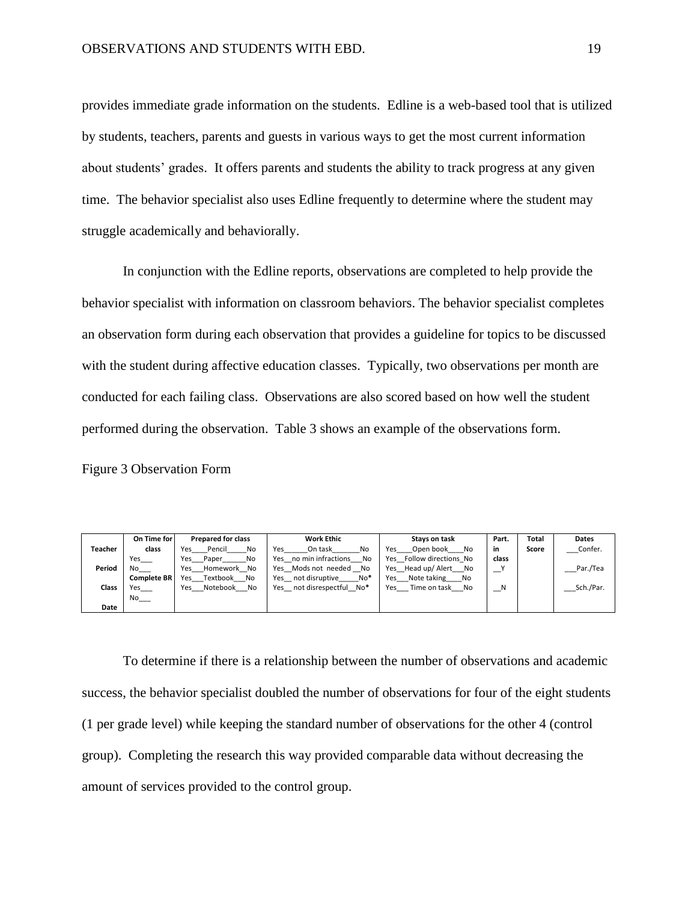provides immediate grade information on the students. Edline is a web-based tool that is utilized by students, teachers, parents and guests in various ways to get the most current information about students' grades. It offers parents and students the ability to track progress at any given time. The behavior specialist also uses Edline frequently to determine where the student may struggle academically and behaviorally.

In conjunction with the Edline reports, observations are completed to help provide the behavior specialist with information on classroom behaviors. The behavior specialist completes an observation form during each observation that provides a guideline for topics to be discussed with the student during affective education classes. Typically, two observations per month are conducted for each failing class. Observations are also scored based on how well the student performed during the observation. Table 3 shows an example of the observations form.

Figure 3 Observation Form

| | On Time for class | Prepared for class | Work Ethic | Stays on task | Part. in class | Total Score | Dates |
|---|---|---|---|---|---|---|---|
| Teacher | Yes___ | Yes____Pencil_____No | Yes______On task_______No | Yes____Open book____No | | | ___Confer. |
| Period | No___ | Yes___Paper______No | Yes__no min infractions___No | Yes__Follow directions_No | __Y | | ___Par./Tea |
| Class | Complete BR | Yes___Homework__No | Yes__Mods not needed __No | Yes__Head up/ Alert___No | | | ___Sch./Par. |
| Date | Yes___ | Yes___Textbook___No | Yes__ not disruptive_____No* | Yes___Note taking____No | __N | | |
| | No___ | Yes___Notebook___No | Yes__ not disrespectful__No* | Yes___ Time on task___No | | | |

To determine if there is a relationship between the number of observations and academic success, the behavior specialist doubled the number of observations for four of the eight students (1 per grade level) while keeping the standard number of observations for the other 4 (control group). Completing the research this way provided comparable data without decreasing the amount of services provided to the control group.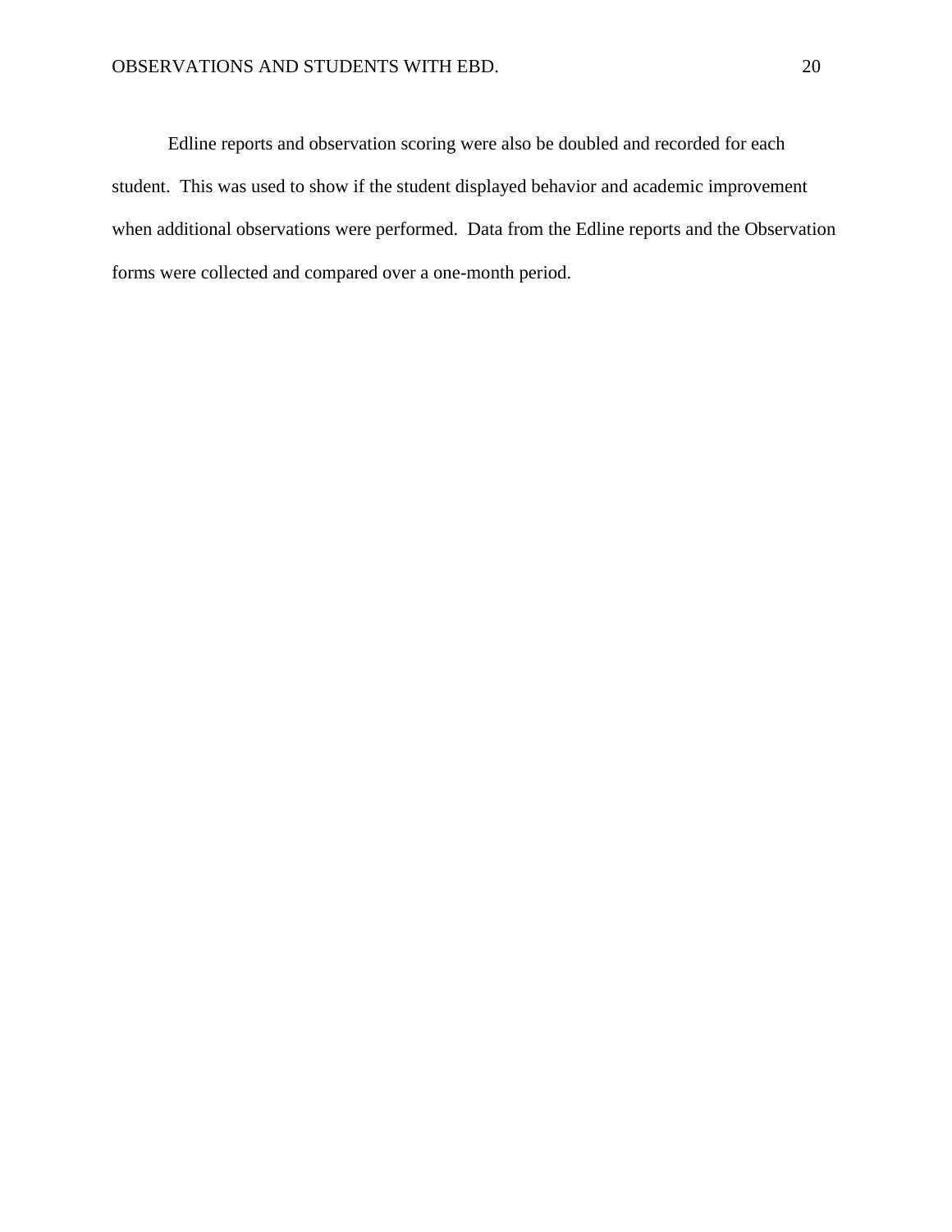Edline reports and observation scoring were also be doubled and recorded for each student. This was used to show if the student displayed behavior and academic improvement when additional observations were performed. Data from the Edline reports and the Observation forms were collected and compared over a one-month period.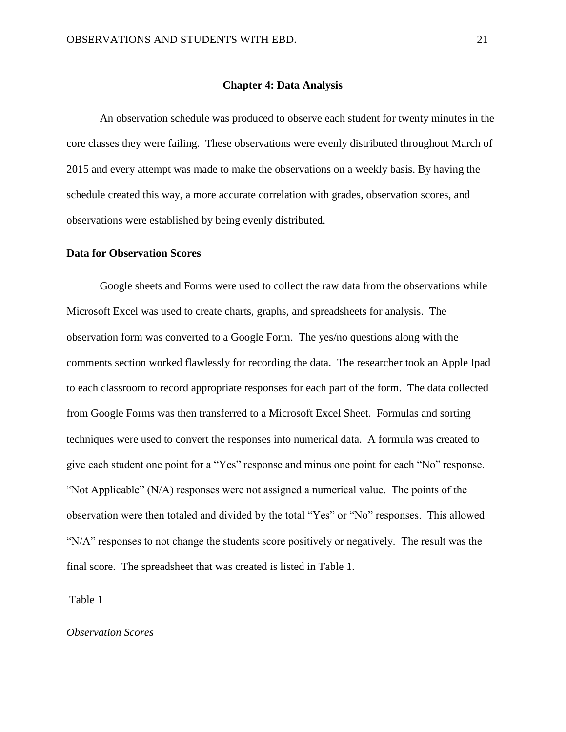## Chapter 4: Data Analysis

An observation schedule was produced to observe each student for twenty minutes in the core classes they were failing. These observations were evenly distributed throughout March of 2015 and every attempt was made to make the observations on a weekly basis. By having the schedule created this way, a more accurate correlation with grades, observation scores, and observations were established by being evenly distributed.

### Data for Observation Scores

Google sheets and Forms were used to collect the raw data from the observations while Microsoft Excel was used to create charts, graphs, and spreadsheets for analysis. The observation form was converted to a Google Form. The yes/no questions along with the comments section worked flawlessly for recording the data. The researcher took an Apple Ipad to each classroom to record appropriate responses for each part of the form. The data collected from Google Forms was then transferred to a Microsoft Excel Sheet. Formulas and sorting techniques were used to convert the responses into numerical data. A formula was created to give each student one point for a "Yes" response and minus one point for each "No" response. "Not Applicable" (N/A) responses were not assigned a numerical value. The points of the observation were then totaled and divided by the total "Yes" or "No" responses. This allowed "N/A" responses to not change the students score positively or negatively. The result was the final score. The spreadsheet that was created is listed in Table 1.

Table 1

*Observation Scores*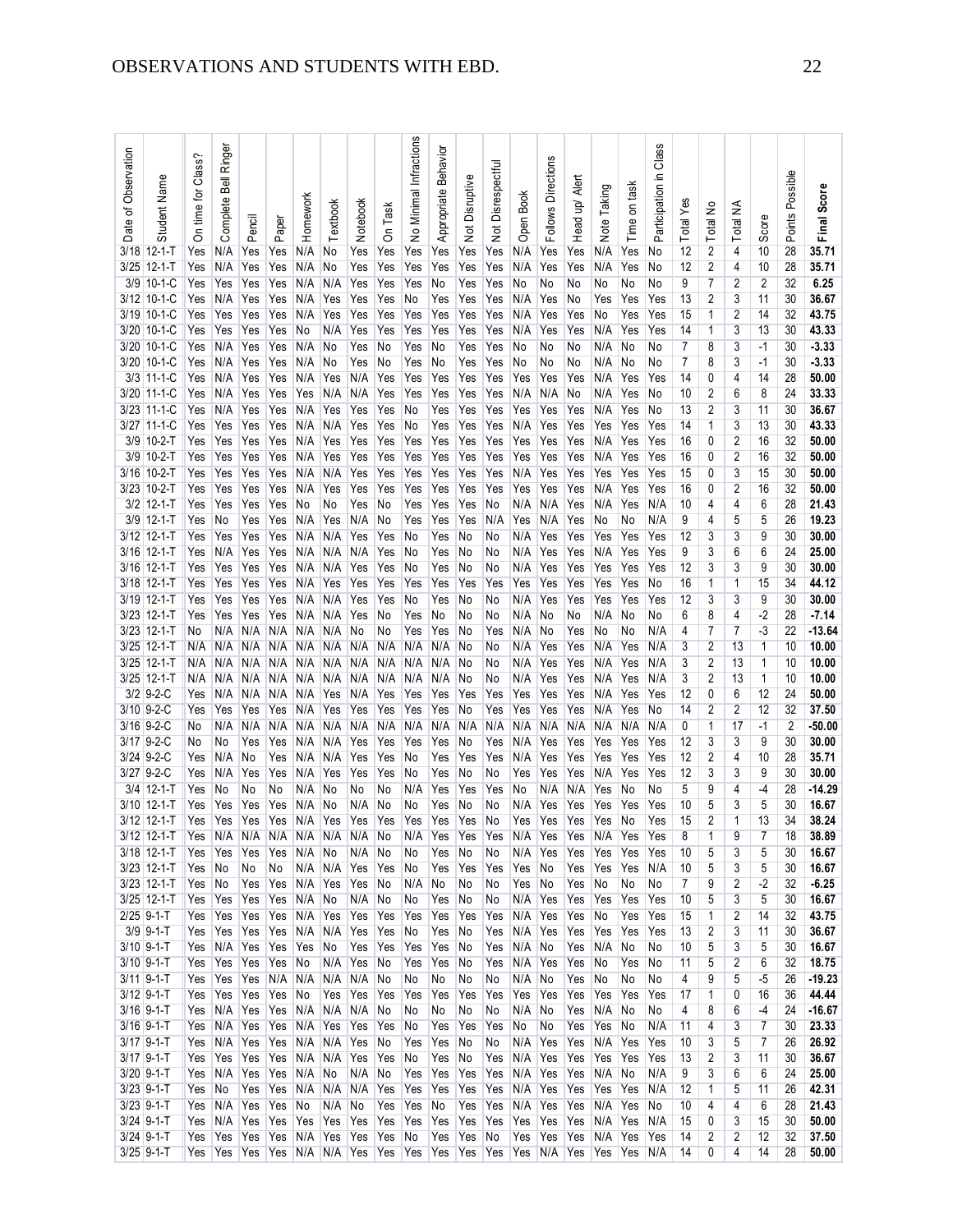| Date of Observation | Student Name | On time for Class? | Complete Bell Ringer | Pencil | Paper | Homework | Textbook | Notebook | On Task | No Minimal Infractions | Appropriate Behavior | Not Disruptive | Not Disrespectful | Open Book | Follows Directions | Head up/ Alert | Note Taking | Time on task | Participation in Class | Total Yes | Total No | Total NA | Score | Points Possible | Final Score |
|---|---|---|---|---|---|---|---|---|---|---|---|---|---|---|---|---|---|---|---|---|---|---|---|---|---|
| 3/18 | 12-1-T | Yes | N/A | Yes | Yes | N/A | No | Yes | Yes | Yes | Yes | Yes | Yes | N/A | Yes | Yes | N/A | Yes | No | 12 | 2 | 4 | 10 | 28 | **35.71** |
| 3/25 | 12-1-T | Yes | N/A | Yes | Yes | N/A | No | Yes | Yes | Yes | Yes | Yes | Yes | N/A | Yes | Yes | N/A | Yes | No | 12 | 2 | 4 | 10 | 28 | **35.71** |
| 3/9 | 10-1-C | Yes | Yes | Yes | Yes | N/A | N/A | Yes | Yes | Yes | No | Yes | Yes | No | No | No | No | No | No | 9 | 7 | 2 | 2 | 32 | **6.25** |
| 3/12 | 10-1-C | Yes | N/A | Yes | Yes | N/A | Yes | Yes | Yes | No | Yes | Yes | Yes | N/A | Yes | No | Yes | Yes | Yes | 13 | 2 | 3 | 11 | 30 | **36.67** |
| 3/19 | 10-1-C | Yes | Yes | Yes | Yes | N/A | Yes | Yes | Yes | Yes | Yes | Yes | Yes | N/A | Yes | Yes | No | Yes | Yes | 15 | 1 | 2 | 14 | 32 | **43.75** |
| 3/20 | 10-1-C | Yes | Yes | Yes | Yes | No | N/A | Yes | Yes | Yes | Yes | Yes | Yes | N/A | Yes | Yes | N/A | Yes | Yes | 14 | 1 | 3 | 13 | 30 | **43.33** |
| 3/20 | 10-1-C | Yes | N/A | Yes | Yes | N/A | N/A | Yes | No | Yes | No | Yes | Yes | No | No | No | N/A | No | No | 7 | 8 | 3 | -1 | 30 | **-3.33** |
| 3/20 | 10-1-C | Yes | N/A | Yes | Yes | N/A | No | Yes | No | Yes | No | Yes | Yes | No | No | No | N/A | No | No | 7 | 8 | 3 | -1 | 30 | **-3.33** |
| 3/3 | 11-1-C | Yes | N/A | Yes | Yes | N/A | Yes | N/A | Yes | Yes | Yes | Yes | Yes | Yes | Yes | Yes | N/A | Yes | Yes | 14 | 0 | 4 | 14 | 28 | **50.00** |
| 3/20 | 11-1-C | Yes | N/A | Yes | Yes | Yes | N/A | N/A | Yes | Yes | Yes | Yes | Yes | N/A | N/A | No | N/A | Yes | No | 10 | 2 | 6 | 8 | 24 | **33.33** |
| 3/23 | 11-1-C | Yes | N/A | Yes | Yes | N/A | Yes | Yes | Yes | No | Yes | Yes | Yes | Yes | Yes | Yes | N/A | Yes | No | 13 | 2 | 3 | 11 | 30 | **36.67** |
| 3/27 | 11-1-C | Yes | Yes | Yes | Yes | N/A | N/A | Yes | Yes | No | Yes | Yes | Yes | N/A | Yes | Yes | Yes | Yes | Yes | 14 | 1 | 3 | 13 | 30 | **43.33** |
| 3/9 | 10-2-T | Yes | Yes | Yes | Yes | N/A | Yes | Yes | Yes | Yes | Yes | Yes | Yes | Yes | Yes | Yes | N/A | Yes | Yes | 16 | 0 | 2 | 16 | 32 | **50.00** |
| 3/9 | 10-2-T | Yes | Yes | Yes | Yes | N/A | Yes | Yes | Yes | Yes | Yes | Yes | Yes | Yes | Yes | Yes | N/A | Yes | Yes | 16 | 0 | 2 | 16 | 32 | **50.00** |
| 3/16 | 10-2-T | Yes | Yes | Yes | Yes | N/A | N/A | Yes | Yes | Yes | Yes | Yes | Yes | N/A | Yes | Yes | Yes | Yes | Yes | 15 | 0 | 3 | 15 | 30 | **50.00** |
| 3/23 | 10-2-T | Yes | Yes | Yes | Yes | N/A | Yes | Yes | Yes | Yes | Yes | Yes | Yes | Yes | Yes | Yes | N/A | Yes | Yes | 16 | 0 | 2 | 16 | 32 | **50.00** |
| 3/2 | 12-1-T | Yes | Yes | Yes | Yes | No | No | Yes | No | Yes | Yes | Yes | No | N/A | N/A | Yes | N/A | Yes | N/A | 10 | 4 | 4 | 6 | 28 | **21.43** |
| 3/9 | 12-1-T | Yes | No | Yes | Yes | N/A | Yes | N/A | No | Yes | Yes | Yes | N/A | Yes | N/A | Yes | No | No | N/A | 9 | 4 | 5 | 5 | 26 | **19.23** |
| 3/12 | 12-1-T | Yes | Yes | Yes | Yes | N/A | N/A | Yes | Yes | No | Yes | No | No | N/A | Yes | Yes | Yes | Yes | Yes | 12 | 3 | 3 | 9 | 30 | **30.00** |
| 3/16 | 12-1-T | Yes | N/A | Yes | Yes | N/A | N/A | N/A | Yes | No | Yes | No | No | N/A | Yes | Yes | N/A | Yes | Yes | 9 | 3 | 6 | 6 | 24 | **25.00** |
| 3/16 | 12-1-T | Yes | Yes | Yes | Yes | N/A | N/A | Yes | Yes | No | Yes | No | No | N/A | Yes | Yes | Yes | Yes | Yes | 12 | 3 | 3 | 9 | 30 | **30.00** |
| 3/18 | 12-1-T | Yes | Yes | Yes | Yes | N/A | Yes | Yes | Yes | Yes | Yes | Yes | Yes | Yes | Yes | Yes | Yes | Yes | No | 16 | 1 | 1 | 15 | 34 | **44.12** |
| 3/19 | 12-1-T | Yes | Yes | Yes | Yes | N/A | N/A | Yes | Yes | No | Yes | No | No | N/A | Yes | Yes | Yes | Yes | Yes | 12 | 3 | 3 | 9 | 30 | **30.00** |
| 3/23 | 12-1-T | Yes | Yes | Yes | Yes | N/A | N/A | Yes | No | Yes | No | No | No | N/A | No | No | N/A | No | No | 6 | 8 | 4 | -2 | 28 | **-7.14** |
| 3/23 | 12-1-T | No | N/A | N/A | N/A | N/A | N/A | No | No | Yes | Yes | No | Yes | N/A | No | Yes | No | No | N/A | 4 | 7 | 7 | -3 | 22 | **-13.64** |
| 3/25 | 12-1-T | N/A | N/A | N/A | N/A | N/A | N/A | N/A | N/A | N/A | N/A | No | No | N/A | Yes | Yes | N/A | Yes | N/A | 3 | 2 | 13 | 1 | 10 | **10.00** |
| 3/25 | 12-1-T | N/A | N/A | N/A | N/A | N/A | N/A | N/A | N/A | N/A | N/A | No | No | N/A | Yes | Yes | N/A | Yes | N/A | 3 | 2 | 13 | 1 | 10 | **10.00** |
| 3/25 | 12-1-T | N/A | N/A | N/A | N/A | N/A | N/A | N/A | N/A | N/A | N/A | No | No | N/A | Yes | Yes | N/A | Yes | N/A | 3 | 2 | 13 | 1 | 10 | **10.00** |
| 3/2 | 9-2-C | Yes | N/A | N/A | N/A | N/A | Yes | N/A | Yes | Yes | Yes | Yes | Yes | Yes | Yes | Yes | N/A | Yes | Yes | 12 | 0 | 6 | 12 | 24 | **50.00** |
| 3/10 | 9-2-C | Yes | Yes | Yes | Yes | N/A | Yes | Yes | Yes | Yes | Yes | No | Yes | Yes | Yes | Yes | N/A | Yes | No | 14 | 2 | 2 | 12 | 32 | **37.50** |
| 3/16 | 9-2-C | No | N/A | N/A | N/A | N/A | N/A | N/A | N/A | N/A | N/A | N/A | N/A | N/A | N/A | N/A | N/A | N/A | N/A | 0 | 1 | 17 | -1 | 2 | **-50.00** |
| 3/17 | 9-2-C | No | No | Yes | Yes | N/A | N/A | Yes | Yes | Yes | Yes | No | Yes | N/A | Yes | Yes | Yes | Yes | Yes | 12 | 3 | 3 | 9 | 30 | **30.00** |
| 3/24 | 9-2-C | Yes | N/A | No | Yes | N/A | N/A | Yes | Yes | No | Yes | Yes | Yes | N/A | Yes | Yes | Yes | Yes | Yes | 12 | 2 | 4 | 10 | 28 | **35.71** |
| 3/27 | 9-2-C | Yes | N/A | Yes | Yes | N/A | Yes | Yes | Yes | No | Yes | No | No | Yes | Yes | Yes | N/A | Yes | Yes | 12 | 3 | 3 | 9 | 30 | **30.00** |
| 3/4 | 12-1-T | Yes | No | No | No | N/A | No | No | No | N/A | Yes | Yes | Yes | No | N/A | N/A | Yes | No | No | 5 | 9 | 4 | -4 | 28 | **-14.29** |
| 3/10 | 12-1-T | Yes | Yes | Yes | Yes | N/A | No | N/A | No | No | Yes | No | No | N/A | Yes | Yes | Yes | Yes | Yes | 10 | 5 | 3 | 5 | 30 | **16.67** |
| 3/12 | 12-1-T | Yes | Yes | Yes | Yes | N/A | Yes | Yes | Yes | Yes | Yes | Yes | No | Yes | Yes | Yes | Yes | No | Yes | 15 | 2 | 1 | 13 | 34 | **38.24** |
| 3/12 | 12-1-T | Yes | N/A | N/A | N/A | N/A | N/A | N/A | No | N/A | Yes | Yes | Yes | N/A | Yes | Yes | N/A | Yes | Yes | 8 | 1 | 9 | 7 | 18 | **38.89** |
| 3/18 | 12-1-T | Yes | Yes | Yes | Yes | N/A | No | N/A | No | No | Yes | No | No | N/A | Yes | Yes | Yes | Yes | Yes | 10 | 5 | 3 | 5 | 30 | **16.67** |
| 3/23 | 12-1-T | Yes | No | No | No | N/A | N/A | Yes | Yes | No | Yes | Yes | Yes | Yes | No | Yes | Yes | Yes | N/A | 10 | 5 | 3 | 5 | 30 | **16.67** |
| 3/23 | 12-1-T | Yes | No | Yes | Yes | N/A | Yes | Yes | No | N/A | No | No | No | Yes | No | Yes | No | No | No | 7 | 9 | 2 | -2 | 32 | **-6.25** |
| 3/25 | 12-1-T | Yes | Yes | Yes | Yes | N/A | No | N/A | No | No | Yes | No | No | N/A | Yes | Yes | Yes | Yes | Yes | 10 | 5 | 3 | 5 | 30 | **16.67** |
| 2/25 | 9-1-T | Yes | Yes | Yes | Yes | N/A | Yes | Yes | Yes | Yes | Yes | Yes | Yes | N/A | Yes | Yes | No | Yes | Yes | 15 | 1 | 2 | 14 | 32 | **43.75** |
| 3/9 | 9-1-T | Yes | Yes | Yes | Yes | N/A | N/A | Yes | Yes | No | Yes | No | Yes | N/A | Yes | Yes | Yes | Yes | Yes | 13 | 2 | 3 | 11 | 30 | **36.67** |
| 3/10 | 9-1-T | Yes | N/A | Yes | Yes | Yes | No | Yes | Yes | Yes | Yes | No | Yes | N/A | No | Yes | N/A | No | No | 10 | 5 | 3 | 5 | 30 | **16.67** |
| 3/10 | 9-1-T | Yes | Yes | Yes | Yes | No | N/A | Yes | No | Yes | Yes | No | Yes | N/A | Yes | Yes | No | Yes | No | 11 | 5 | 2 | 6 | 32 | **18.75** |
| 3/11 | 9-1-T | Yes | Yes | Yes | N/A | N/A | N/A | N/A | No | No | No | No | No | N/A | No | Yes | No | No | No | 4 | 9 | 5 | -5 | 26 | **-19.23** |
| 3/12 | 9-1-T | Yes | Yes | Yes | Yes | No | Yes | Yes | Yes | Yes | Yes | Yes | Yes | Yes | Yes | Yes | Yes | Yes | Yes | 17 | 1 | 0 | 16 | 36 | **44.44** |
| 3/16 | 9-1-T | Yes | N/A | Yes | Yes | N/A | N/A | N/A | No | No | No | No | No | N/A | No | Yes | N/A | No | No | 4 | 8 | 6 | -4 | 24 | **-16.67** |
| 3/16 | 9-1-T | Yes | N/A | Yes | Yes | N/A | Yes | Yes | Yes | No | Yes | Yes | Yes | No | No | Yes | Yes | No | N/A | 11 | 4 | 3 | 7 | 30 | **23.33** |
| 3/17 | 9-1-T | Yes | N/A | Yes | Yes | N/A | N/A | Yes | No | Yes | Yes | No | No | N/A | Yes | Yes | N/A | Yes | Yes | 10 | 3 | 5 | 7 | 26 | **26.92** |
| 3/17 | 9-1-T | Yes | Yes | Yes | Yes | N/A | N/A | Yes | Yes | No | Yes | No | Yes | N/A | Yes | Yes | Yes | Yes | Yes | 13 | 2 | 3 | 11 | 30 | **36.67** |
| 3/20 | 9-1-T | Yes | N/A | Yes | Yes | N/A | No | N/A | No | Yes | Yes | Yes | Yes | N/A | Yes | Yes | N/A | No | N/A | 9 | 3 | 6 | 6 | 24 | **25.00** |
| 3/23 | 9-1-T | Yes | No | Yes | Yes | N/A | N/A | N/A | Yes | Yes | Yes | Yes | Yes | N/A | Yes | Yes | Yes | Yes | N/A | 12 | 1 | 5 | 11 | 26 | **42.31** |
| 3/23 | 9-1-T | Yes | N/A | Yes | Yes | No | N/A | No | Yes | Yes | No | Yes | Yes | N/A | Yes | Yes | N/A | Yes | No | 10 | 4 | 4 | 6 | 28 | **21.43** |
| 3/24 | 9-1-T | Yes | N/A | Yes | Yes | Yes | Yes | Yes | Yes | Yes | Yes | Yes | Yes | Yes | Yes | Yes | N/A | Yes | N/A | 15 | 0 | 3 | 15 | 30 | **50.00** |
| 3/24 | 9-1-T | Yes | Yes | Yes | Yes | N/A | Yes | Yes | Yes | No | Yes | Yes | No | Yes | Yes | Yes | N/A | Yes | Yes | 14 | 2 | 2 | 12 | 32 | **37.50** |
| 3/25 | 9-1-T | Yes | Yes | Yes | Yes | N/A | N/A | Yes | Yes | Yes | Yes | Yes | Yes | Yes | N/A | Yes | Yes | Yes | N/A | 14 | 0 | 4 | 14 | 28 | **50.00** |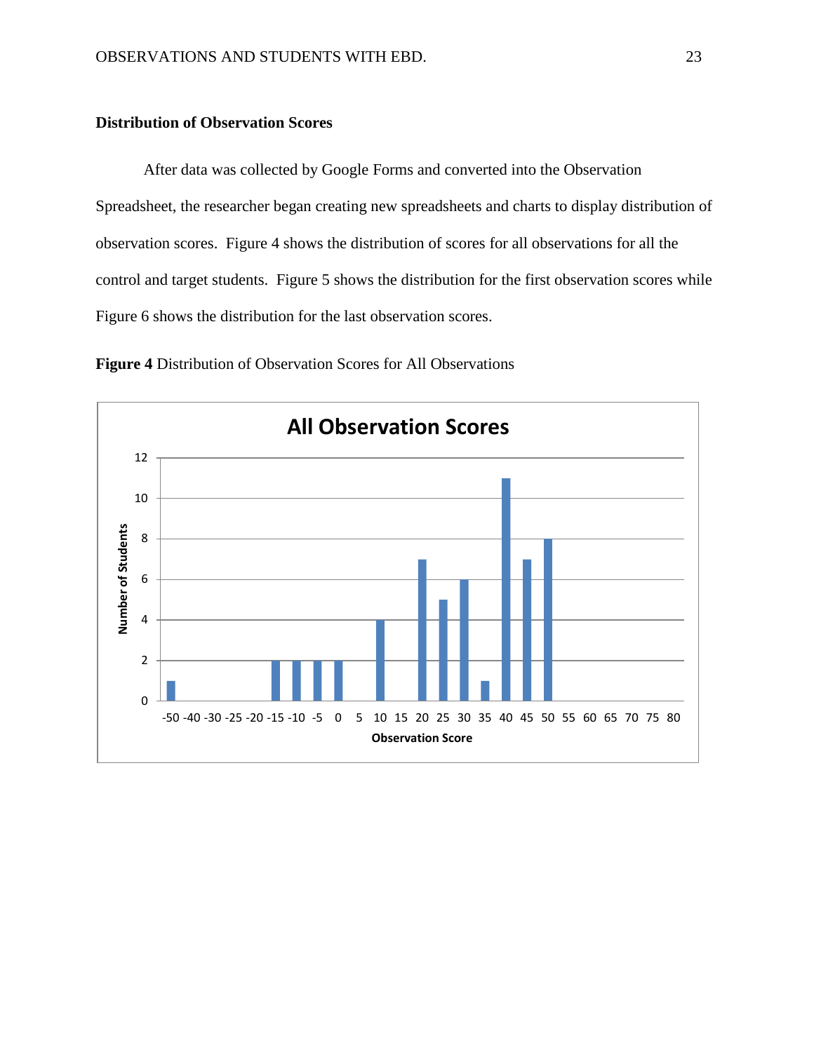**Distribution of Observation Scores**

After data was collected by Google Forms and converted into the Observation Spreadsheet, the researcher began creating new spreadsheets and charts to display distribution of observation scores. Figure 4 shows the distribution of scores for all observations for all the control and target students. Figure 5 shows the distribution for the first observation scores while Figure 6 shows the distribution for the last observation scores.

**Figure 4** Distribution of Observation Scores for All Observations

All Observation Scores

Number of Students

12
10
8
6
4
2
0

-50 -40 -30 -25 -20 -15 -10 -5 0 5 10 15 20 25 30 35 40 45 50 55 60 65 70 75 80

Observation Score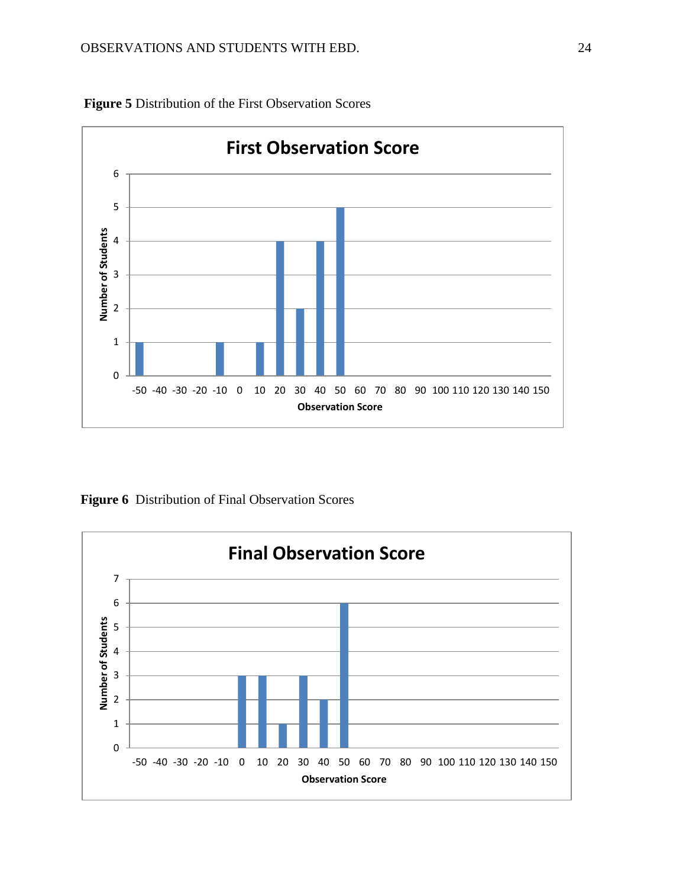**Figure 5** Distribution of the First Observation Scores

First Observation Score

6
5
4
3
2
1
0

Number of Students

-50 -40 -30 -20 -10 0 10 20 30 40 50 60 70 80 90 100 110 120 130 140 150

Observation Score

**Figure 6** Distribution of Final Observation Scores

Final Observation Score

7
6
5
4
3
2
1
0

Number of Students

-50 -40 -30 -20 -10 0 10 20 30 40 50 60 70 80 90 100 110 120 130 140 150

Observation Score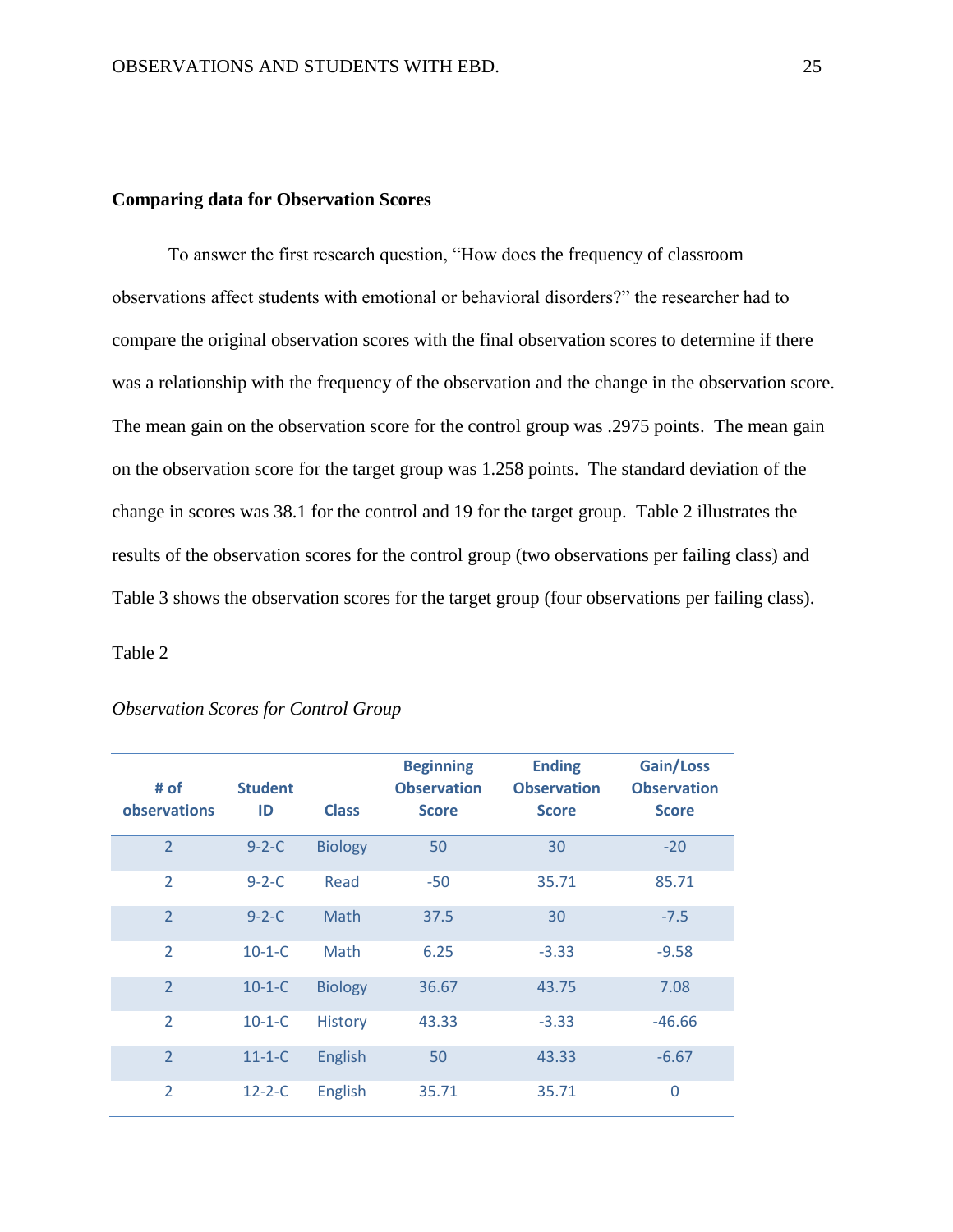**Comparing data for Observation Scores**

To answer the first research question, “How does the frequency of classroom observations affect students with emotional or behavioral disorders?” the researcher had to compare the original observation scores with the final observation scores to determine if there was a relationship with the frequency of the observation and the change in the observation score. The mean gain on the observation score for the control group was .2975 points. The mean gain on the observation score for the target group was 1.258 points. The standard deviation of the change in scores was 38.1 for the control and 19 for the target group. Table 2 illustrates the results of the observation scores for the control group (two observations per failing class) and Table 3 shows the observation scores for the target group (four observations per failing class).

Table 2

*Observation Scores for Control Group*

| # of observations | Student ID | Class | Beginning Observation Score | Ending Observation Score | Gain/Loss Observation Score |
|---|---|---|---|---|---|
| 2 | 9-2-C | Biology | 50 | 30 | -20 |
| 2 | 9-2-C | Read | -50 | 35.71 | 85.71 |
| 2 | 9-2-C | Math | 37.5 | 30 | -7.5 |
| 2 | 10-1-C | Math | 6.25 | -3.33 | -9.58 |
| 2 | 10-1-C | Biology | 36.67 | 43.75 | 7.08 |
| 2 | 10-1-C | History | 43.33 | -3.33 | -46.66 |
| 2 | 11-1-C | English | 50 | 43.33 | -6.67 |
| 2 | 12-2-C | English | 35.71 | 35.71 | 0 |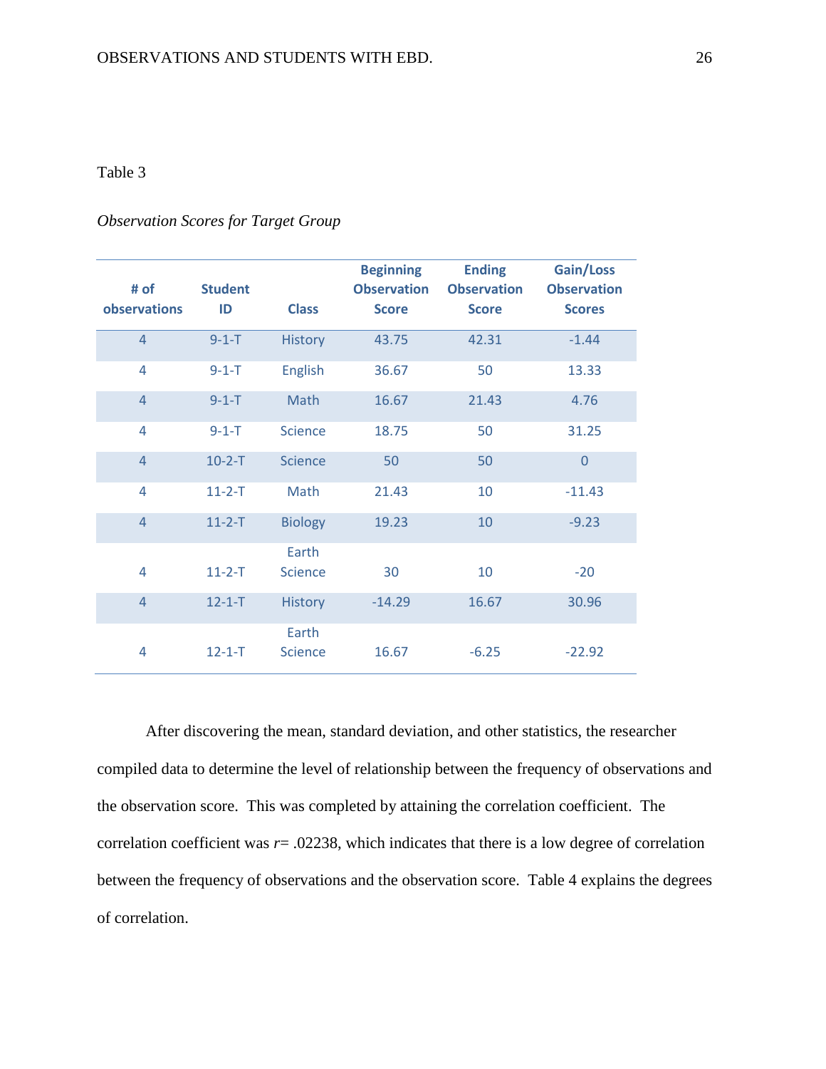Table 3

*Observation Scores for Target Group*

| # of observations | Student ID | Class | Beginning Observation Score | Ending Observation Score | Gain/Loss Observation Scores |
|---|---|---|---|---|---|
| 4 | 9-1-T | History | 43.75 | 42.31 | -1.44 |
| 4 | 9-1-T | English | 36.67 | 50 | 13.33 |
| 4 | 9-1-T | Math | 16.67 | 21.43 | 4.76 |
| 4 | 9-1-T | Science | 18.75 | 50 | 31.25 |
| 4 | 10-2-T | Science | 50 | 50 | 0 |
| 4 | 11-2-T | Math | 21.43 | 10 | -11.43 |
| 4 | 11-2-T | Biology | 19.23 | 10 | -9.23 |
| 4 | 11-2-T | Earth Science | 30 | 10 | -20 |
| 4 | 12-1-T | History | -14.29 | 16.67 | 30.96 |
| 4 | 12-1-T | Earth Science | 16.67 | -6.25 | -22.92 |

After discovering the mean, standard deviation, and other statistics, the researcher compiled data to determine the level of relationship between the frequency of observations and the observation score. This was completed by attaining the correlation coefficient. The correlation coefficient was $r = .02238$, which indicates that there is a low degree of correlation between the frequency of observations and the observation score. Table 4 explains the degrees of correlation.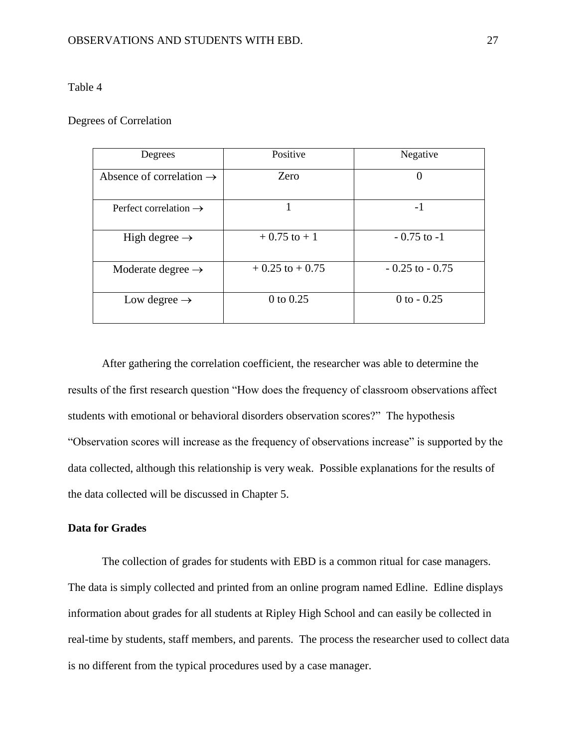Table 4

Degrees of Correlation

| Degrees | Positive | Negative |
|---|---|---|
| Absence of correlation → | Zero | 0 |
| Perfect correlation → | 1 | -1 |
| High degree → | + 0.75 to + 1 | - 0.75 to -1 |
| Moderate degree → | + 0.25 to + 0.75 | - 0.25 to - 0.75 |
| Low degree → | 0 to 0.25 | 0 to - 0.25 |

After gathering the correlation coefficient, the researcher was able to determine the results of the first research question "How does the frequency of classroom observations affect students with emotional or behavioral disorders observation scores?" The hypothesis "Observation scores will increase as the frequency of observations increase" is supported by the data collected, although this relationship is very weak. Possible explanations for the results of the data collected will be discussed in Chapter 5.

**Data for Grades**

The collection of grades for students with EBD is a common ritual for case managers. The data is simply collected and printed from an online program named Edline. Edline displays information about grades for all students at Ripley High School and can easily be collected in real-time by students, staff members, and parents. The process the researcher used to collect data is no different from the typical procedures used by a case manager.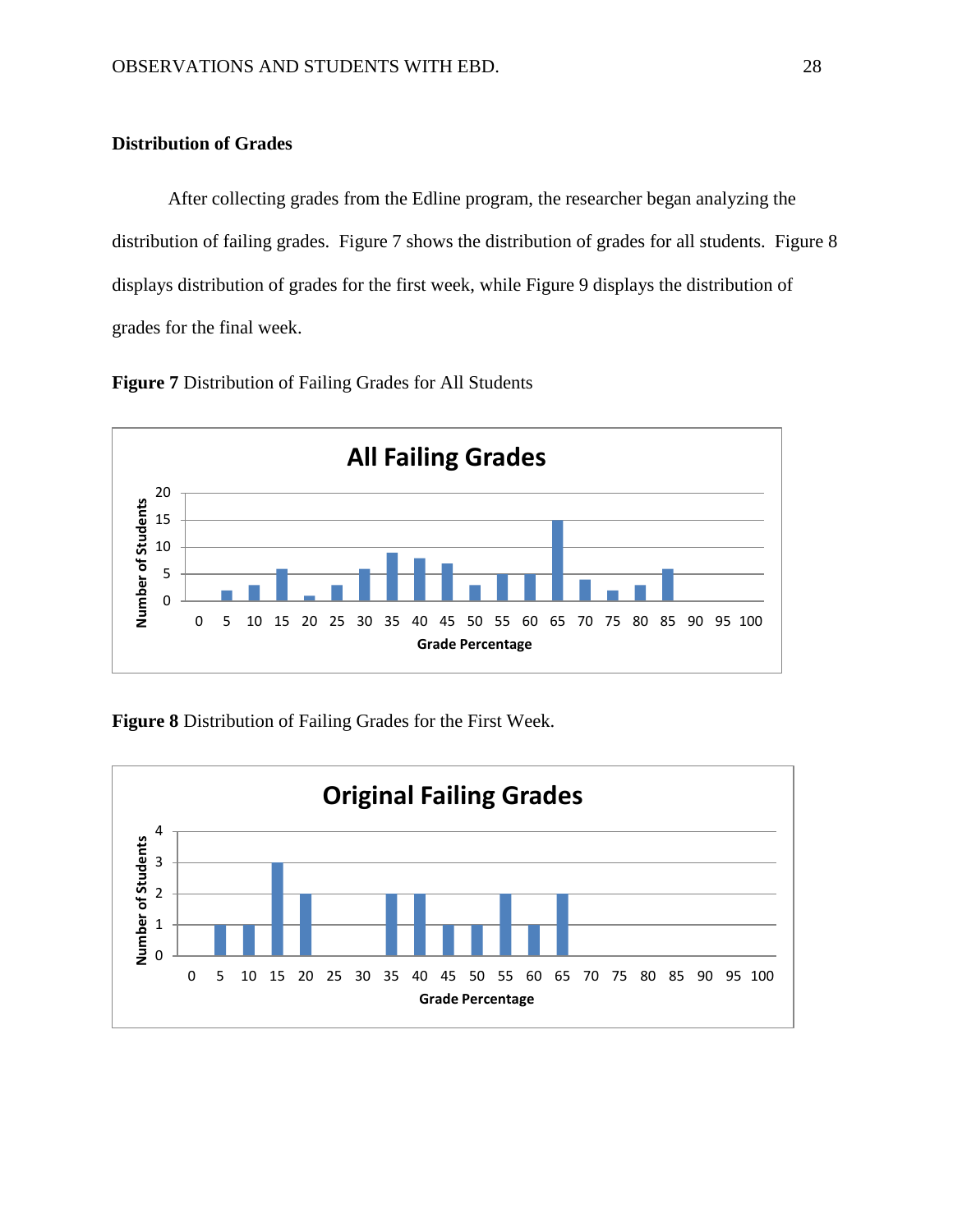**Distribution of Grades**

After collecting grades from the Edline program, the researcher began analyzing the distribution of failing grades. Figure 7 shows the distribution of grades for all students. Figure 8 displays distribution of grades for the first week, while Figure 9 displays the distribution of grades for the final week.

**Figure 7** Distribution of Failing Grades for All Students

All Failing Grades

Number of Students

20
15
10
5
0

0 5 10 15 20 25 30 35 40 45 50 55 60 65 70 75 80 85 90 95 100

Grade Percentage

**Figure 8** Distribution of Failing Grades for the First Week.

Original Failing Grades

Number of Students

4
3
2
1
0

0 5 10 15 20 25 30 35 40 45 50 55 60 65 70 75 80 85 90 95 100

Grade Percentage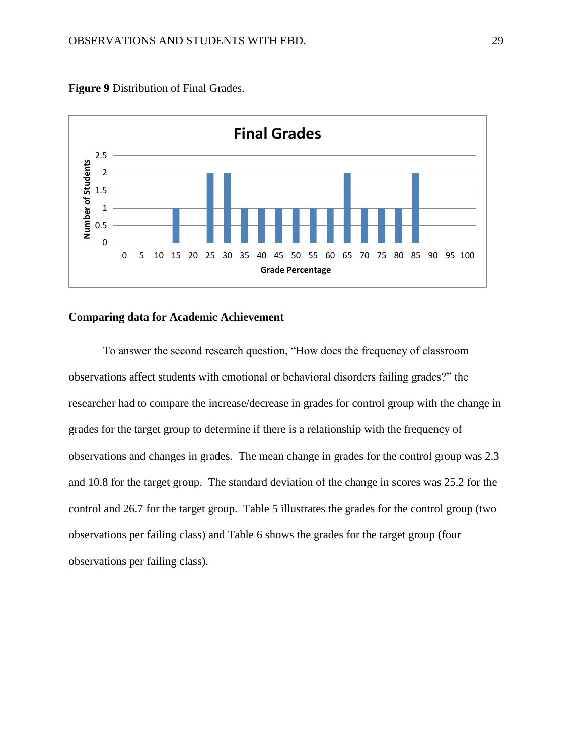**Figure 9** Distribution of Final Grades.

Final Grades

Number of Students

2.5
2
1.5
1
0.5
0

0 5 10 15 20 25 30 35 40 45 50 55 60 65 70 75 80 85 90 95 100

Grade Percentage

## Comparing data for Academic Achievement

To answer the second research question, "How does the frequency of classroom observations affect students with emotional or behavioral disorders failing grades?" the researcher had to compare the increase/decrease in grades for control group with the change in grades for the target group to determine if there is a relationship with the frequency of observations and changes in grades. The mean change in grades for the control group was 2.3 and 10.8 for the target group. The standard deviation of the change in scores was 25.2 for the control and 26.7 for the target group. Table 5 illustrates the grades for the control group (two observations per failing class) and Table 6 shows the grades for the target group (four observations per failing class).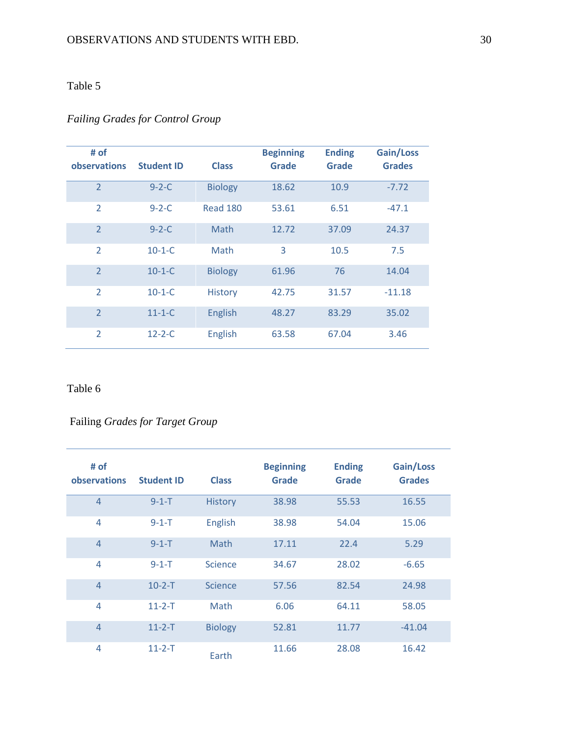Table 5

*Failing Grades for Control Group*

| # of observations | Student ID | Class | Beginning Grade | Ending Grade | Gain/Loss Grades |
|---|---|---|---|---|---|
| 2 | 9-2-C | Biology | 18.62 | 10.9 | -7.72 |
| 2 | 9-2-C | Read 180 | 53.61 | 6.51 | -47.1 |
| 2 | 9-2-C | Math | 12.72 | 37.09 | 24.37 |
| 2 | 10-1-C | Math | 3 | 10.5 | 7.5 |
| 2 | 10-1-C | Biology | 61.96 | 76 | 14.04 |
| 2 | 10-1-C | History | 42.75 | 31.57 | -11.18 |
| 2 | 11-1-C | English | 48.27 | 83.29 | 35.02 |
| 2 | 12-2-C | English | 63.58 | 67.04 | 3.46 |

Table 6

Failing *Grades for Target Group*

| # of observations | Student ID | Class | Beginning Grade | Ending Grade | Gain/Loss Grades |
|---|---|---|---|---|---|
| 4 | 9-1-T | History | 38.98 | 55.53 | 16.55 |
| 4 | 9-1-T | English | 38.98 | 54.04 | 15.06 |
| 4 | 9-1-T | Math | 17.11 | 22.4 | 5.29 |
| 4 | 9-1-T | Science | 34.67 | 28.02 | -6.65 |
| 4 | 10-2-T | Science | 57.56 | 82.54 | 24.98 |
| 4 | 11-2-T | Math | 6.06 | 64.11 | 58.05 |
| 4 | 11-2-T | Biology | 52.81 | 11.77 | -41.04 |
| 4 | 11-2-T | Earth | 11.66 | 28.08 | 16.42 |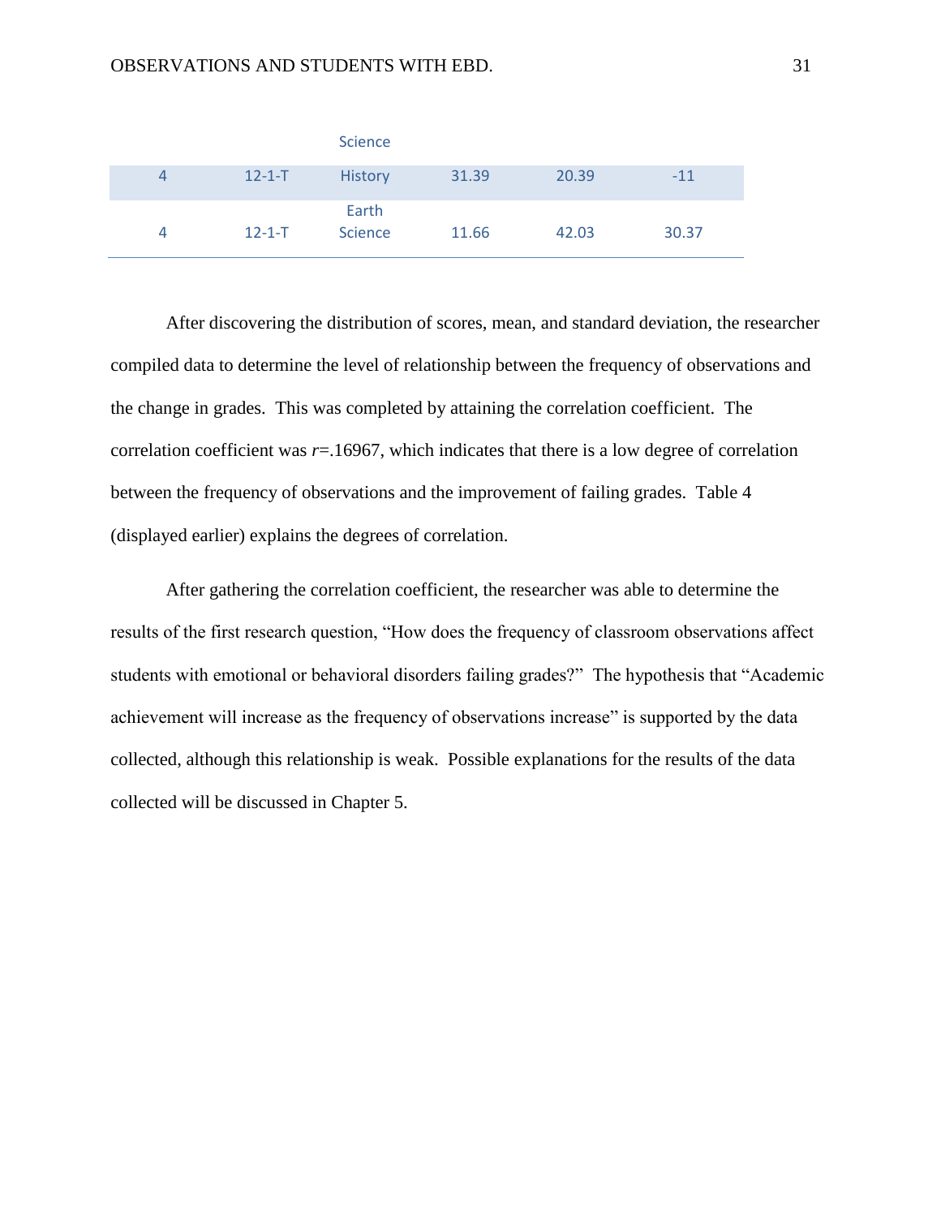| | | | | | |
|---|---|---|---|---|---|
| | | Science | | | |
| 4 | 12-1-T | History | 31.39 | 20.39 | -11 |
| 4 | 12-1-T | Earth Science | 11.66 | 42.03 | 30.37 |

After discovering the distribution of scores, mean, and standard deviation, the researcher compiled data to determine the level of relationship between the frequency of observations and the change in grades. This was completed by attaining the correlation coefficient. The correlation coefficient was $r$=.16967, which indicates that there is a low degree of correlation between the frequency of observations and the improvement of failing grades. Table 4 (displayed earlier) explains the degrees of correlation.

After gathering the correlation coefficient, the researcher was able to determine the results of the first research question, "How does the frequency of classroom observations affect students with emotional or behavioral disorders failing grades?" The hypothesis that "Academic achievement will increase as the frequency of observations increase" is supported by the data collected, although this relationship is weak. Possible explanations for the results of the data collected will be discussed in Chapter 5.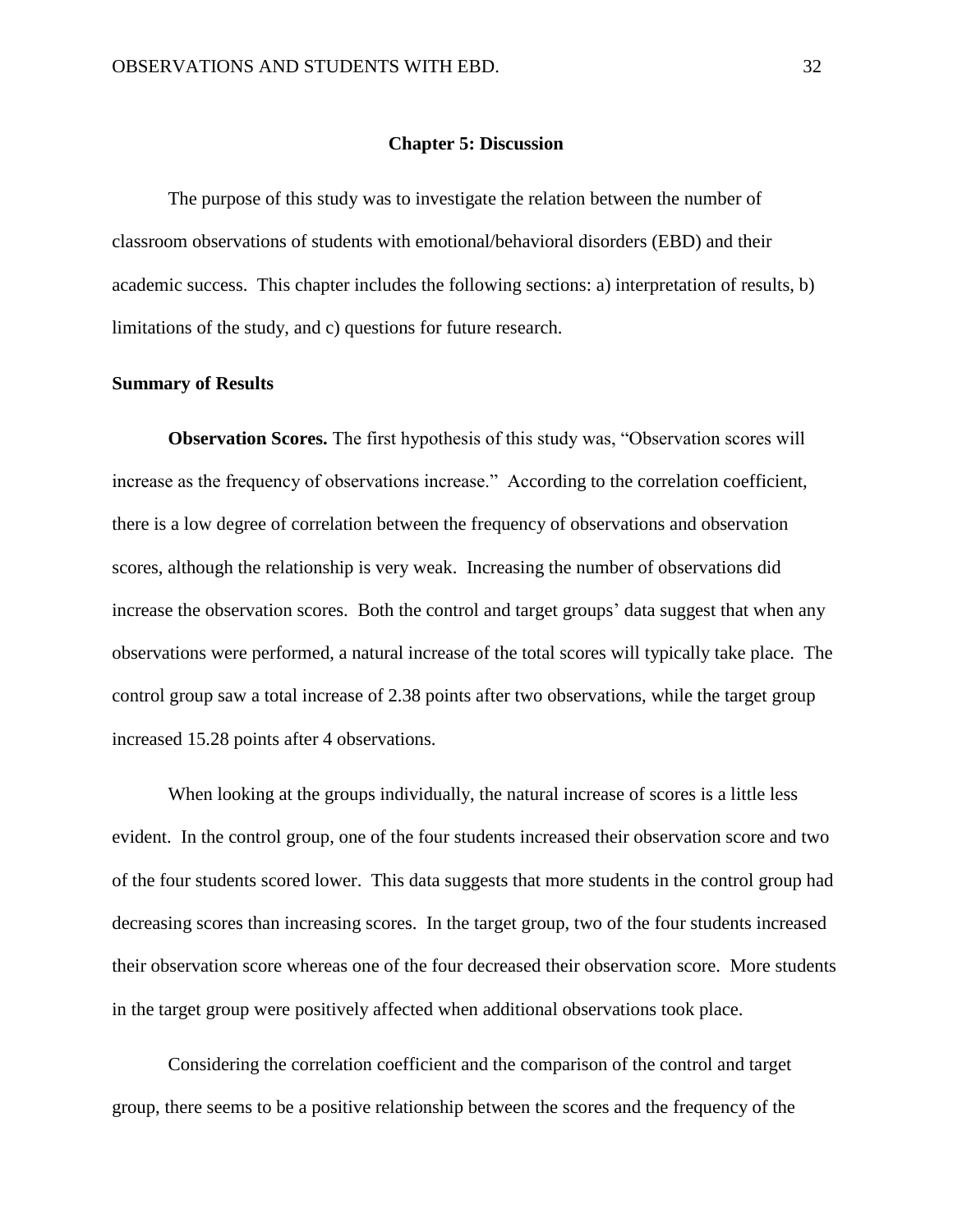## Chapter 5: Discussion

The purpose of this study was to investigate the relation between the number of classroom observations of students with emotional/behavioral disorders (EBD) and their academic success. This chapter includes the following sections: a) interpretation of results, b) limitations of the study, and c) questions for future research.

### Summary of Results

**Observation Scores.** The first hypothesis of this study was, "Observation scores will increase as the frequency of observations increase." According to the correlation coefficient, there is a low degree of correlation between the frequency of observations and observation scores, although the relationship is very weak. Increasing the number of observations did increase the observation scores. Both the control and target groups' data suggest that when any observations were performed, a natural increase of the total scores will typically take place. The control group saw a total increase of 2.38 points after two observations, while the target group increased 15.28 points after 4 observations.

When looking at the groups individually, the natural increase of scores is a little less evident. In the control group, one of the four students increased their observation score and two of the four students scored lower. This data suggests that more students in the control group had decreasing scores than increasing scores. In the target group, two of the four students increased their observation score whereas one of the four decreased their observation score. More students in the target group were positively affected when additional observations took place.

Considering the correlation coefficient and the comparison of the control and target group, there seems to be a positive relationship between the scores and the frequency of the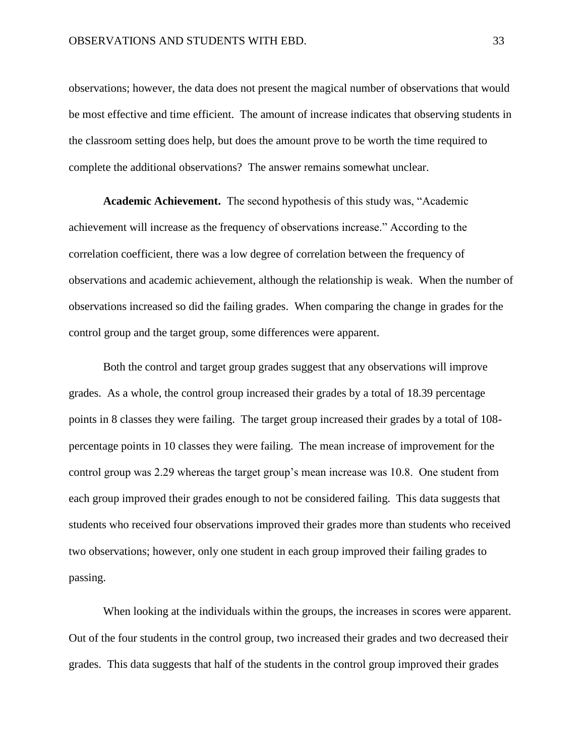observations; however, the data does not present the magical number of observations that would be most effective and time efficient. The amount of increase indicates that observing students in the classroom setting does help, but does the amount prove to be worth the time required to complete the additional observations? The answer remains somewhat unclear.

**Academic Achievement.** The second hypothesis of this study was, "Academic achievement will increase as the frequency of observations increase." According to the correlation coefficient, there was a low degree of correlation between the frequency of observations and academic achievement, although the relationship is weak. When the number of observations increased so did the failing grades. When comparing the change in grades for the control group and the target group, some differences were apparent.

Both the control and target group grades suggest that any observations will improve grades. As a whole, the control group increased their grades by a total of 18.39 percentage points in 8 classes they were failing. The target group increased their grades by a total of 108-percentage points in 10 classes they were failing. The mean increase of improvement for the control group was 2.29 whereas the target group's mean increase was 10.8. One student from each group improved their grades enough to not be considered failing. This data suggests that students who received four observations improved their grades more than students who received two observations; however, only one student in each group improved their failing grades to passing.

When looking at the individuals within the groups, the increases in scores were apparent. Out of the four students in the control group, two increased their grades and two decreased their grades. This data suggests that half of the students in the control group improved their grades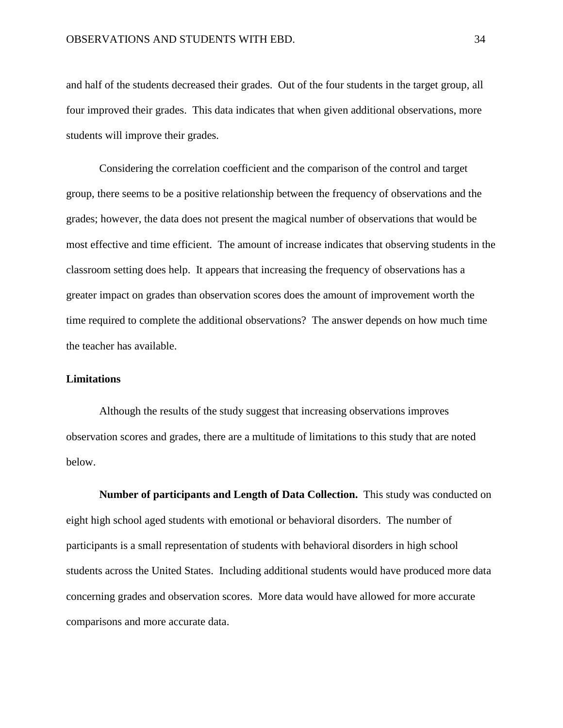and half of the students decreased their grades. Out of the four students in the target group, all four improved their grades. This data indicates that when given additional observations, more students will improve their grades.

Considering the correlation coefficient and the comparison of the control and target group, there seems to be a positive relationship between the frequency of observations and the grades; however, the data does not present the magical number of observations that would be most effective and time efficient. The amount of increase indicates that observing students in the classroom setting does help. It appears that increasing the frequency of observations has a greater impact on grades than observation scores does the amount of improvement worth the time required to complete the additional observations? The answer depends on how much time the teacher has available.

## Limitations

Although the results of the study suggest that increasing observations improves observation scores and grades, there are a multitude of limitations to this study that are noted below.

**Number of participants and Length of Data Collection.** This study was conducted on eight high school aged students with emotional or behavioral disorders. The number of participants is a small representation of students with behavioral disorders in high school students across the United States. Including additional students would have produced more data concerning grades and observation scores. More data would have allowed for more accurate comparisons and more accurate data.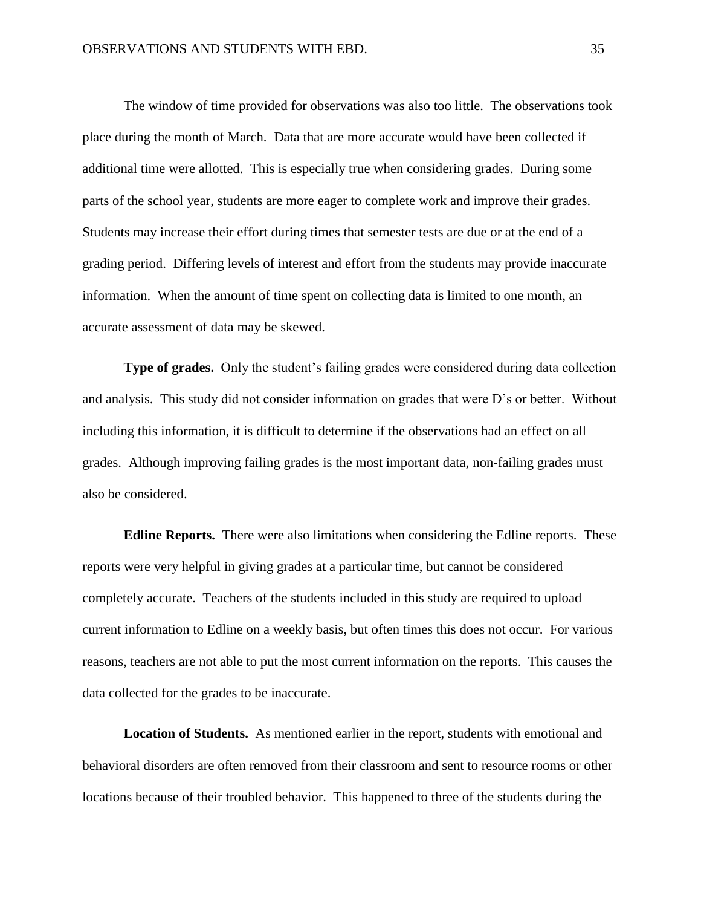The window of time provided for observations was also too little. The observations took place during the month of March. Data that are more accurate would have been collected if additional time were allotted. This is especially true when considering grades. During some parts of the school year, students are more eager to complete work and improve their grades. Students may increase their effort during times that semester tests are due or at the end of a grading period. Differing levels of interest and effort from the students may provide inaccurate information. When the amount of time spent on collecting data is limited to one month, an accurate assessment of data may be skewed.

**Type of grades.** Only the student's failing grades were considered during data collection and analysis. This study did not consider information on grades that were D's or better. Without including this information, it is difficult to determine if the observations had an effect on all grades. Although improving failing grades is the most important data, non-failing grades must also be considered.

**Edline Reports.** There were also limitations when considering the Edline reports. These reports were very helpful in giving grades at a particular time, but cannot be considered completely accurate. Teachers of the students included in this study are required to upload current information to Edline on a weekly basis, but often times this does not occur. For various reasons, teachers are not able to put the most current information on the reports. This causes the data collected for the grades to be inaccurate.

**Location of Students.** As mentioned earlier in the report, students with emotional and behavioral disorders are often removed from their classroom and sent to resource rooms or other locations because of their troubled behavior. This happened to three of the students during the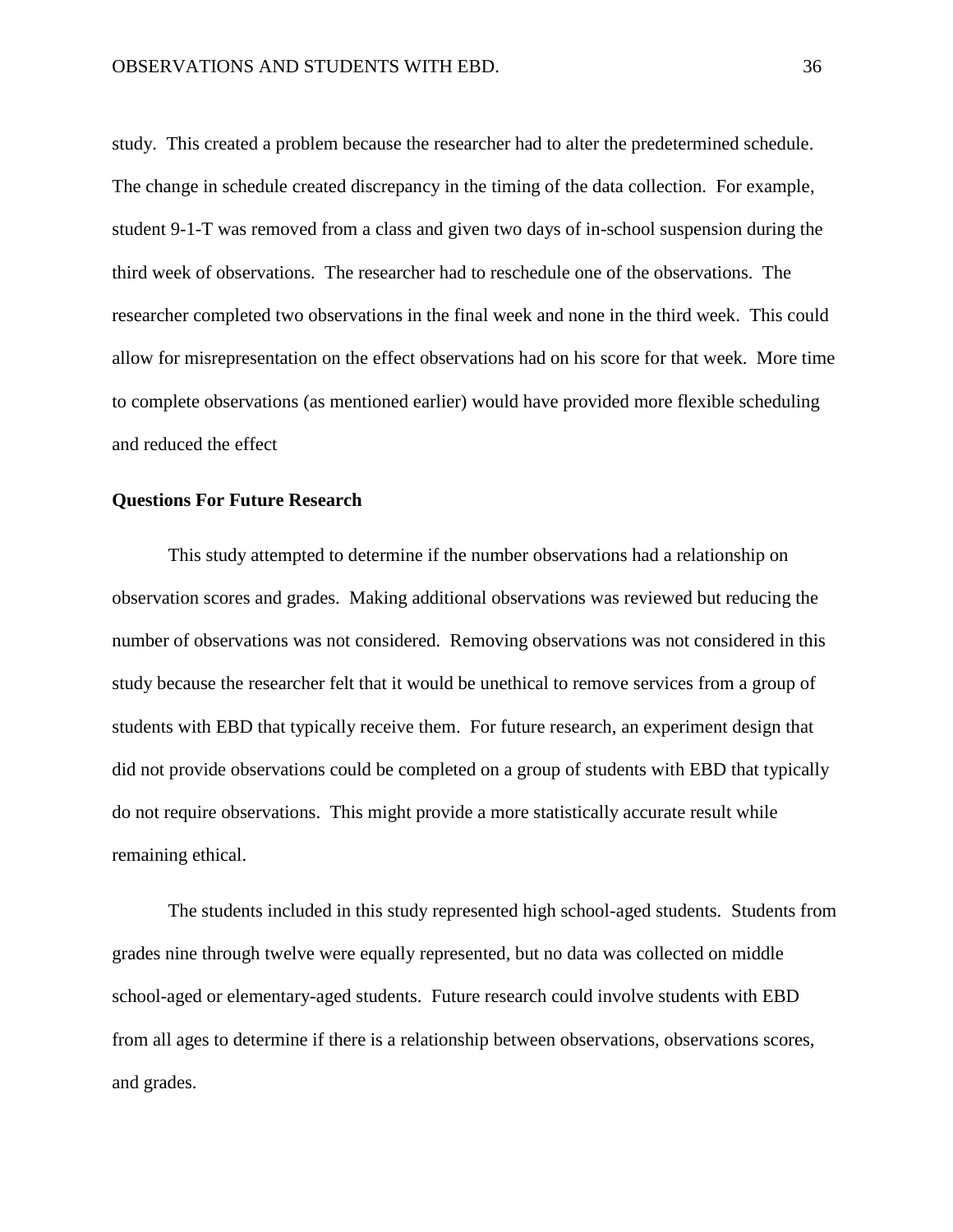study. This created a problem because the researcher had to alter the predetermined schedule. The change in schedule created discrepancy in the timing of the data collection. For example, student 9-1-T was removed from a class and given two days of in-school suspension during the third week of observations. The researcher had to reschedule one of the observations. The researcher completed two observations in the final week and none in the third week. This could allow for misrepresentation on the effect observations had on his score for that week. More time to complete observations (as mentioned earlier) would have provided more flexible scheduling and reduced the effect

**Questions For Future Research**

This study attempted to determine if the number observations had a relationship on observation scores and grades. Making additional observations was reviewed but reducing the number of observations was not considered. Removing observations was not considered in this study because the researcher felt that it would be unethical to remove services from a group of students with EBD that typically receive them. For future research, an experiment design that did not provide observations could be completed on a group of students with EBD that typically do not require observations. This might provide a more statistically accurate result while remaining ethical.

The students included in this study represented high school-aged students. Students from grades nine through twelve were equally represented, but no data was collected on middle school-aged or elementary-aged students. Future research could involve students with EBD from all ages to determine if there is a relationship between observations, observations scores, and grades.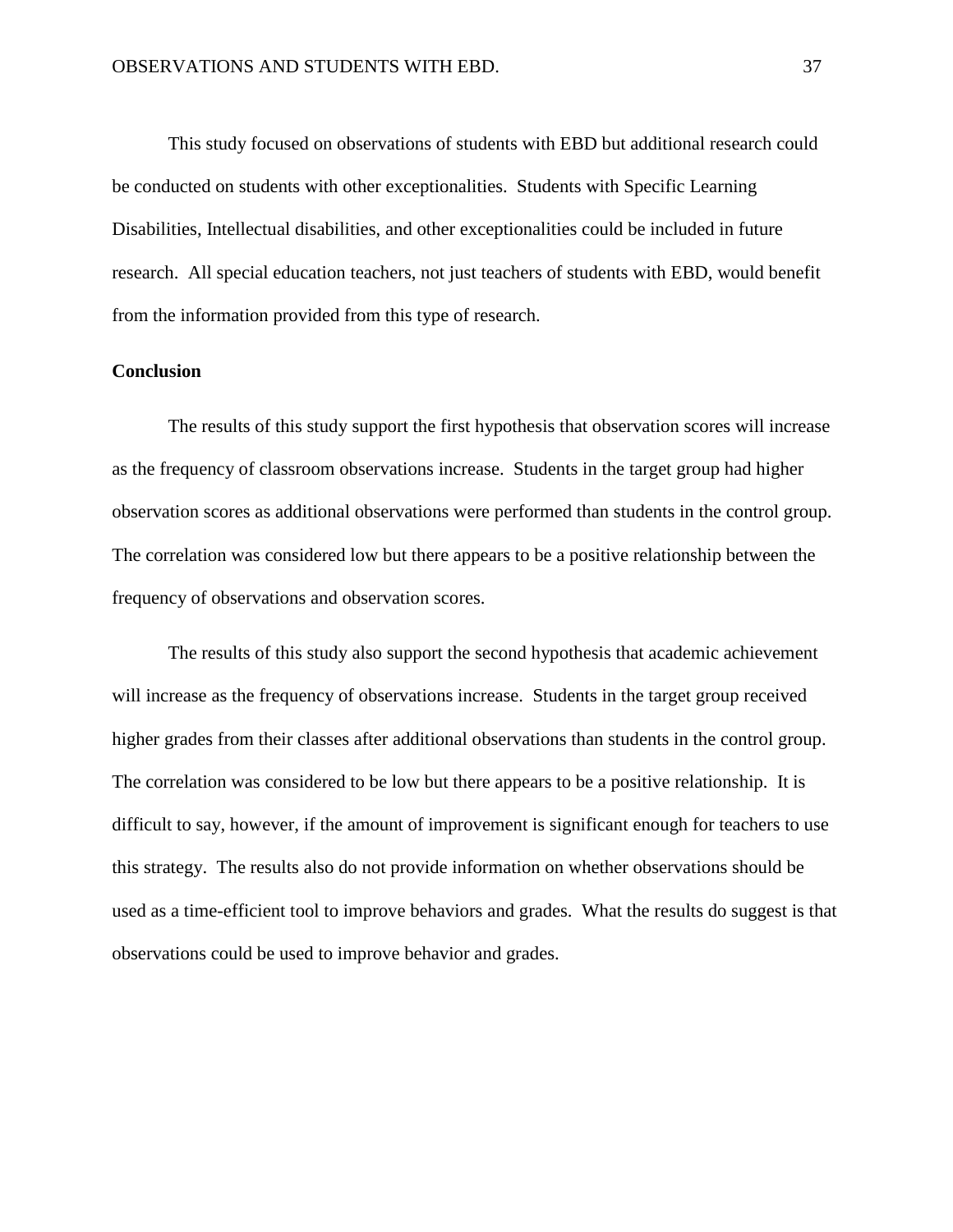This study focused on observations of students with EBD but additional research could be conducted on students with other exceptionalities. Students with Specific Learning Disabilities, Intellectual disabilities, and other exceptionalities could be included in future research. All special education teachers, not just teachers of students with EBD, would benefit from the information provided from this type of research.

## Conclusion

The results of this study support the first hypothesis that observation scores will increase as the frequency of classroom observations increase. Students in the target group had higher observation scores as additional observations were performed than students in the control group. The correlation was considered low but there appears to be a positive relationship between the frequency of observations and observation scores.

The results of this study also support the second hypothesis that academic achievement will increase as the frequency of observations increase. Students in the target group received higher grades from their classes after additional observations than students in the control group. The correlation was considered to be low but there appears to be a positive relationship. It is difficult to say, however, if the amount of improvement is significant enough for teachers to use this strategy. The results also do not provide information on whether observations should be used as a time-efficient tool to improve behaviors and grades. What the results do suggest is that observations could be used to improve behavior and grades.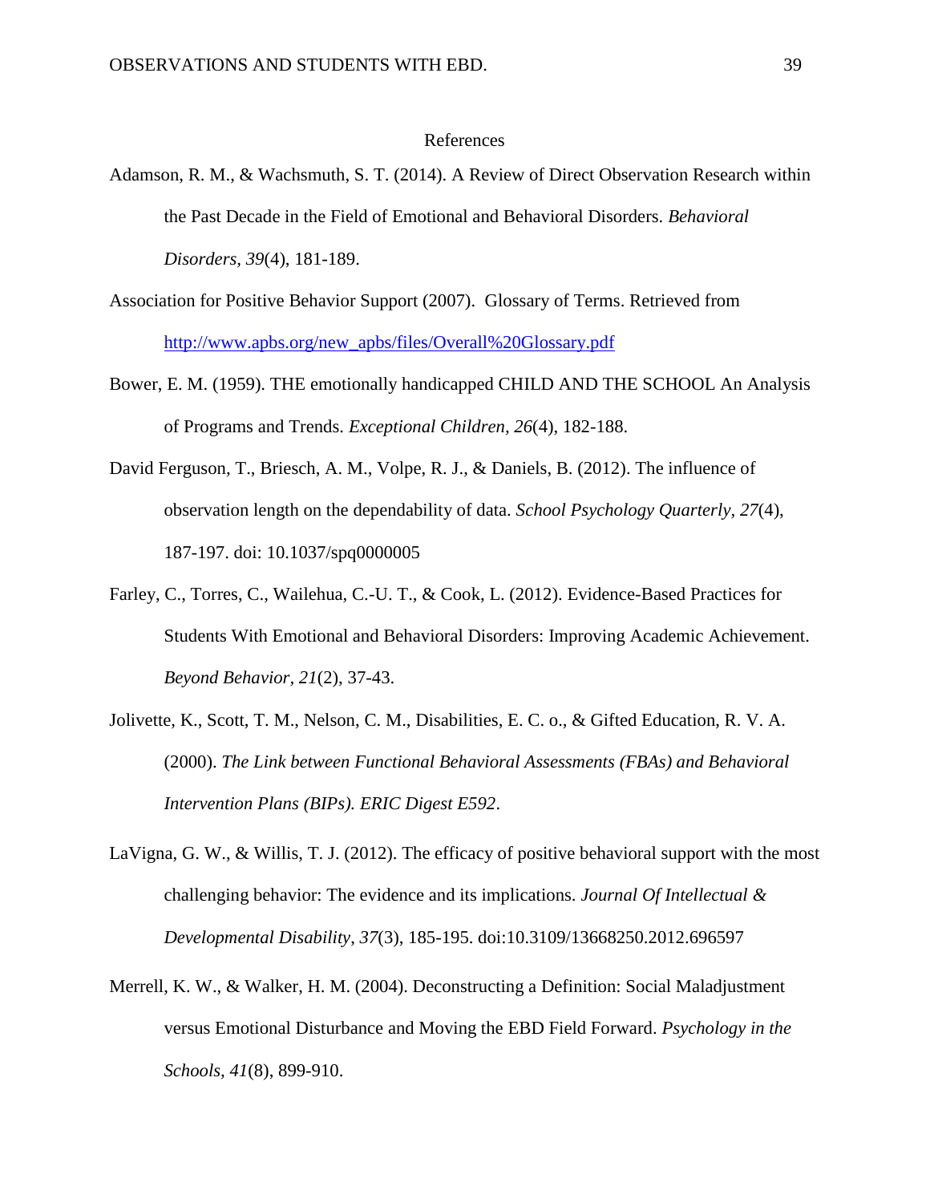# References

Adamson, R. M., & Wachsmuth, S. T. (2014). A Review of Direct Observation Research within the Past Decade in the Field of Emotional and Behavioral Disorders. *Behavioral Disorders, 39*(4), 181-189.

Association for Positive Behavior Support (2007). Glossary of Terms. Retrieved from http://www.apbs.org/new_apbs/files/Overall%20Glossary.pdf

Bower, E. M. (1959). THE emotionally handicapped CHILD AND THE SCHOOL An Analysis of Programs and Trends. *Exceptional Children, 26*(4), 182-188.

David Ferguson, T., Briesch, A. M., Volpe, R. J., & Daniels, B. (2012). The influence of observation length on the dependability of data. *School Psychology Quarterly, 27*(4), 187-197. doi: 10.1037/spq0000005

Farley, C., Torres, C., Wailehua, C.-U. T., & Cook, L. (2012). Evidence-Based Practices for Students With Emotional and Behavioral Disorders: Improving Academic Achievement. *Beyond Behavior, 21*(2), 37-43.

Jolivette, K., Scott, T. M., Nelson, C. M., Disabilities, E. C. o., & Gifted Education, R. V. A. (2000). *The Link between Functional Behavioral Assessments (FBAs) and Behavioral Intervention Plans (BIPs). ERIC Digest E592*.

LaVigna, G. W., & Willis, T. J. (2012). The efficacy of positive behavioral support with the most challenging behavior: The evidence and its implications. *Journal Of Intellectual & Developmental Disability, 37*(3), 185-195. doi:10.3109/13668250.2012.696597

Merrell, K. W., & Walker, H. M. (2004). Deconstructing a Definition: Social Maladjustment versus Emotional Disturbance and Moving the EBD Field Forward. *Psychology in the Schools, 41*(8), 899-910.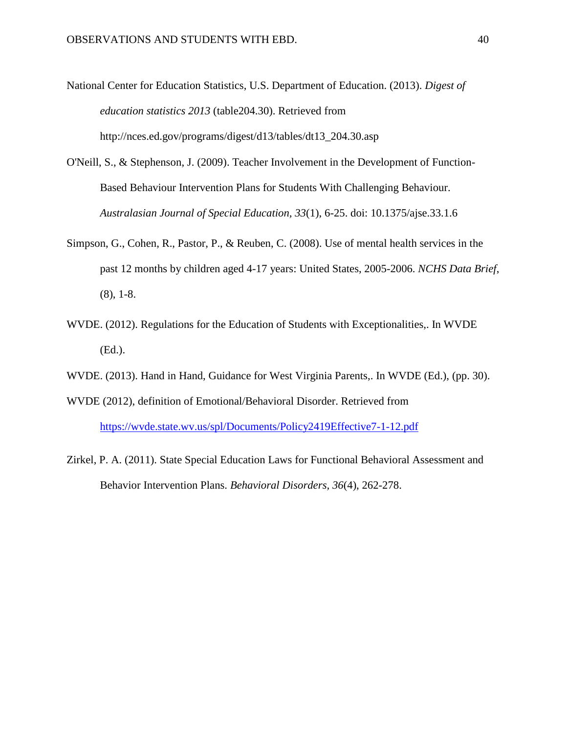National Center for Education Statistics, U.S. Department of Education. (2013). *Digest of education statistics 2013* (table204.30). Retrieved from http://nces.ed.gov/programs/digest/d13/tables/dt13_204.30.asp

O'Neill, S., & Stephenson, J. (2009). Teacher Involvement in the Development of Function-Based Behaviour Intervention Plans for Students With Challenging Behaviour. *Australasian Journal of Special Education, 33*(1), 6-25. doi: 10.1375/ajse.33.1.6

Simpson, G., Cohen, R., Pastor, P., & Reuben, C. (2008). Use of mental health services in the past 12 months by children aged 4-17 years: United States, 2005-2006. *NCHS Data Brief,* (8), 1-8.

WVDE. (2012). Regulations for the Education of Students with Exceptionalities,. In WVDE (Ed.).

WVDE. (2013). Hand in Hand, Guidance for West Virginia Parents,. In WVDE (Ed.), (pp. 30).

WVDE (2012), definition of Emotional/Behavioral Disorder. Retrieved from https://wvde.state.wv.us/spl/Documents/Policy2419Effective7-1-12.pdf

Zirkel, P. A. (2011). State Special Education Laws for Functional Behavioral Assessment and Behavior Intervention Plans. *Behavioral Disorders, 36*(4), 262-278.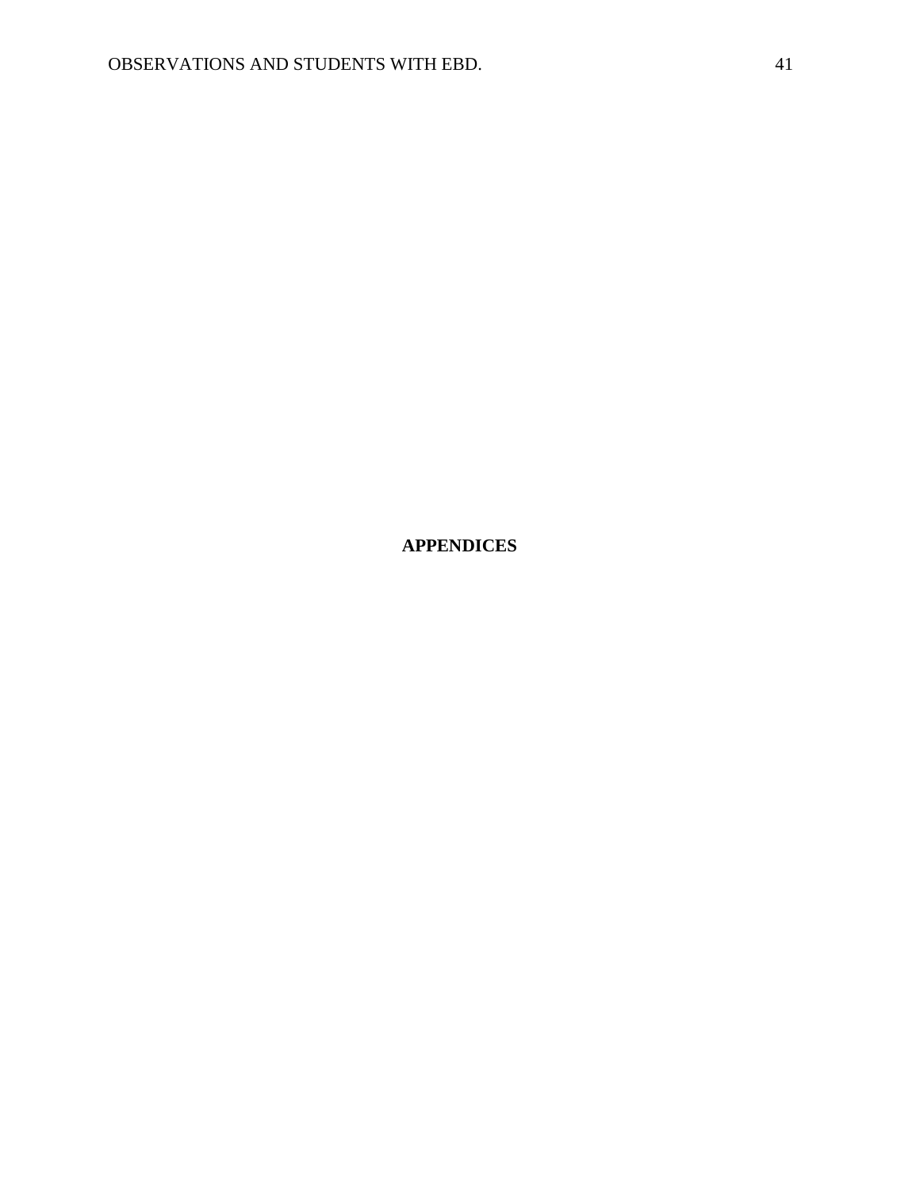# APPENDICES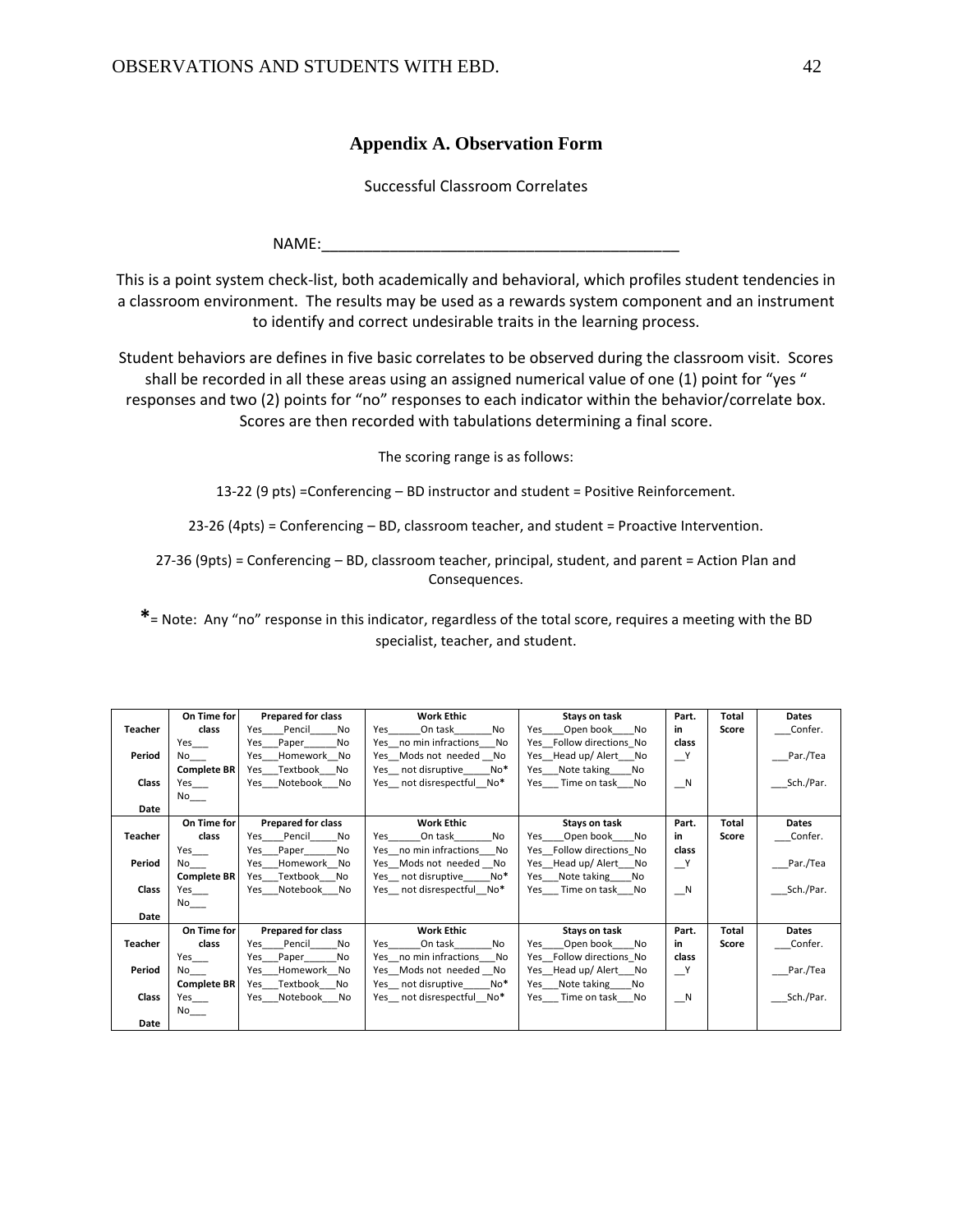## Appendix A. Observation Form

Successful Classroom Correlates

NAME:_________________________________________

This is a point system check-list, both academically and behavioral, which profiles student tendencies in a classroom environment. The results may be used as a rewards system component and an instrument to identify and correct undesirable traits in the learning process.

Student behaviors are defines in five basic correlates to be observed during the classroom visit. Scores shall be recorded in all these areas using an assigned numerical value of one (1) point for "yes " responses and two (2) points for "no" responses to each indicator within the behavior/correlate box. Scores are then recorded with tabulations determining a final score.

The scoring range is as follows:

13-22 (9 pts) =Conferencing – BD instructor and student = Positive Reinforcement.

23-26 (4pts) = Conferencing – BD, classroom teacher, and student = Proactive Intervention.

27-36 (9pts) = Conferencing – BD, classroom teacher, principal, student, and parent = Action Plan and Consequences.

*= Note: Any "no" response in this indicator, regardless of the total score, requires a meeting with the BD specialist, teacher, and student.

| | On Time for class | Prepared for class | Work Ethic | Stays on task | Part. in class | Total Score | Dates |
|---|---|---|---|---|---|---|---|
| Teacher<br>Period<br>Class<br>Date | Yes___<br>No___<br>**Complete BR**<br>Yes___<br>No___ | Yes____Pencil_____No<br>Yes___Paper______No<br>Yes___Homework__No<br>Yes___Textbook___No<br>Yes___Notebook___No | Yes______On task_______No<br>Yes__no min infractions___No<br>Yes__Mods not needed __No<br>Yes__ not disruptive_____No*<br>Yes__ not disrespectful__No* | Yes____Open book____No<br>Yes__Follow directions_No<br>Yes__Head up/ Alert___No<br>Yes___Note taking____No<br>Yes___ Time on task___No | __Y<br>__N | | ___Confer.<br>___Par./Tea<br>___Sch./Par. |
| Teacher<br>Period<br>Class<br>Date | Yes___<br>No___<br>**Complete BR**<br>Yes___<br>No___ | Yes____Pencil_____No<br>Yes___Paper______No<br>Yes___Homework__No<br>Yes___Textbook___No<br>Yes___Notebook___No | Yes______On task_______No<br>Yes__no min infractions___No<br>Yes__Mods not needed __No<br>Yes__ not disruptive_____No*<br>Yes__ not disrespectful__No* | Yes____Open book____No<br>Yes__Follow directions_No<br>Yes__Head up/ Alert___No<br>Yes___Note taking____No<br>Yes___ Time on task___No | __Y<br>__N | | ___Confer.<br>___Par./Tea<br>___Sch./Par. |
| Teacher<br>Period<br>Class<br>Date | Yes___<br>No___<br>**Complete BR**<br>Yes___<br>No___ | Yes____Pencil_____No<br>Yes___Paper______No<br>Yes___Homework__No<br>Yes___Textbook___No<br>Yes___Notebook___No | Yes______On task_______No<br>Yes__no min infractions___No<br>Yes__Mods not needed __No<br>Yes__ not disruptive_____No*<br>Yes__ not disrespectful__No* | Yes____Open book____No<br>Yes__Follow directions_No<br>Yes__Head up/ Alert___No<br>Yes___Note taking____No<br>Yes___ Time on task___No | __Y<br>__N | | ___Confer.<br>___Par./Tea<br>___Sch./Par. |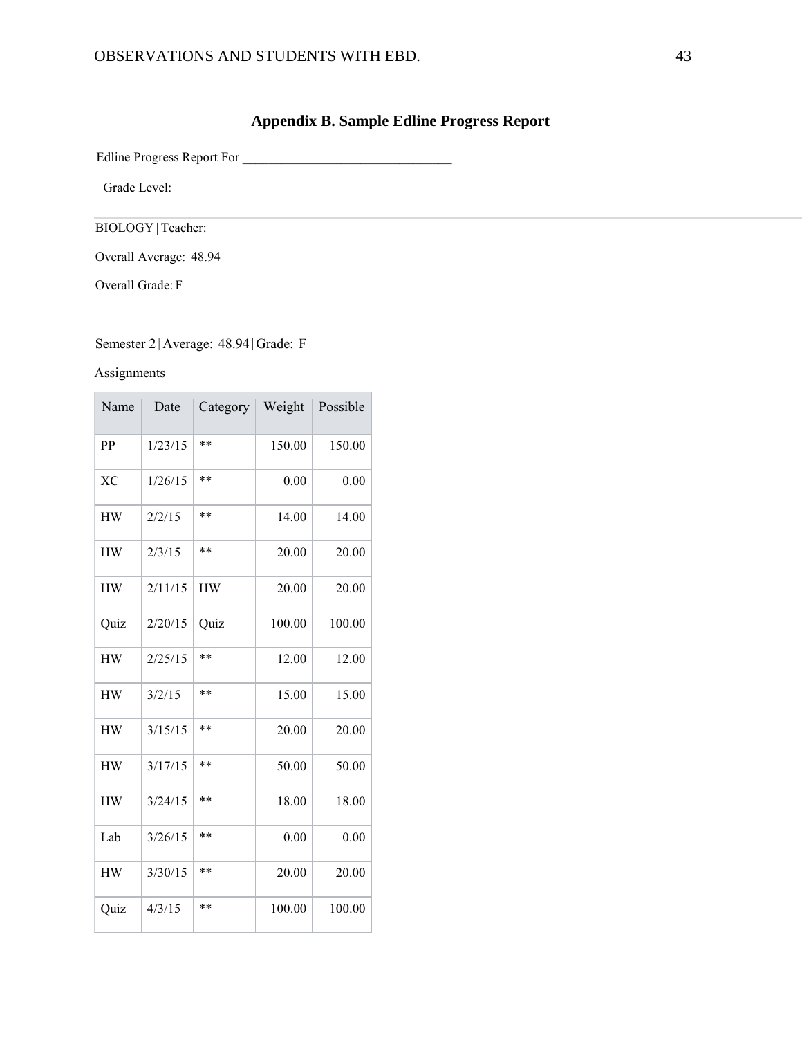## Appendix B. Sample Edline Progress Report

Edline Progress Report For ________________________________

| Grade Level:

BIOLOGY | Teacher:

Overall Average: 48.94

Overall Grade: F

Semester 2 | Average: 48.94 | Grade: F

Assignments

| Name | Date | Category | Weight | Possible |
|---|---|---|---|---|
| PP | 1/23/15 | ** | 150.00 | 150.00 |
| XC | 1/26/15 | ** | 0.00 | 0.00 |
| HW | 2/2/15 | ** | 14.00 | 14.00 |
| HW | 2/3/15 | ** | 20.00 | 20.00 |
| HW | 2/11/15 | HW | 20.00 | 20.00 |
| Quiz | 2/20/15 | Quiz | 100.00 | 100.00 |
| HW | 2/25/15 | ** | 12.00 | 12.00 |
| HW | 3/2/15 | ** | 15.00 | 15.00 |
| HW | 3/15/15 | ** | 20.00 | 20.00 |
| HW | 3/17/15 | ** | 50.00 | 50.00 |
| HW | 3/24/15 | ** | 18.00 | 18.00 |
| Lab | 3/26/15 | ** | 0.00 | 0.00 |
| HW | 3/30/15 | ** | 20.00 | 20.00 |
| Quiz | 4/3/15 | ** | 100.00 | 100.00 |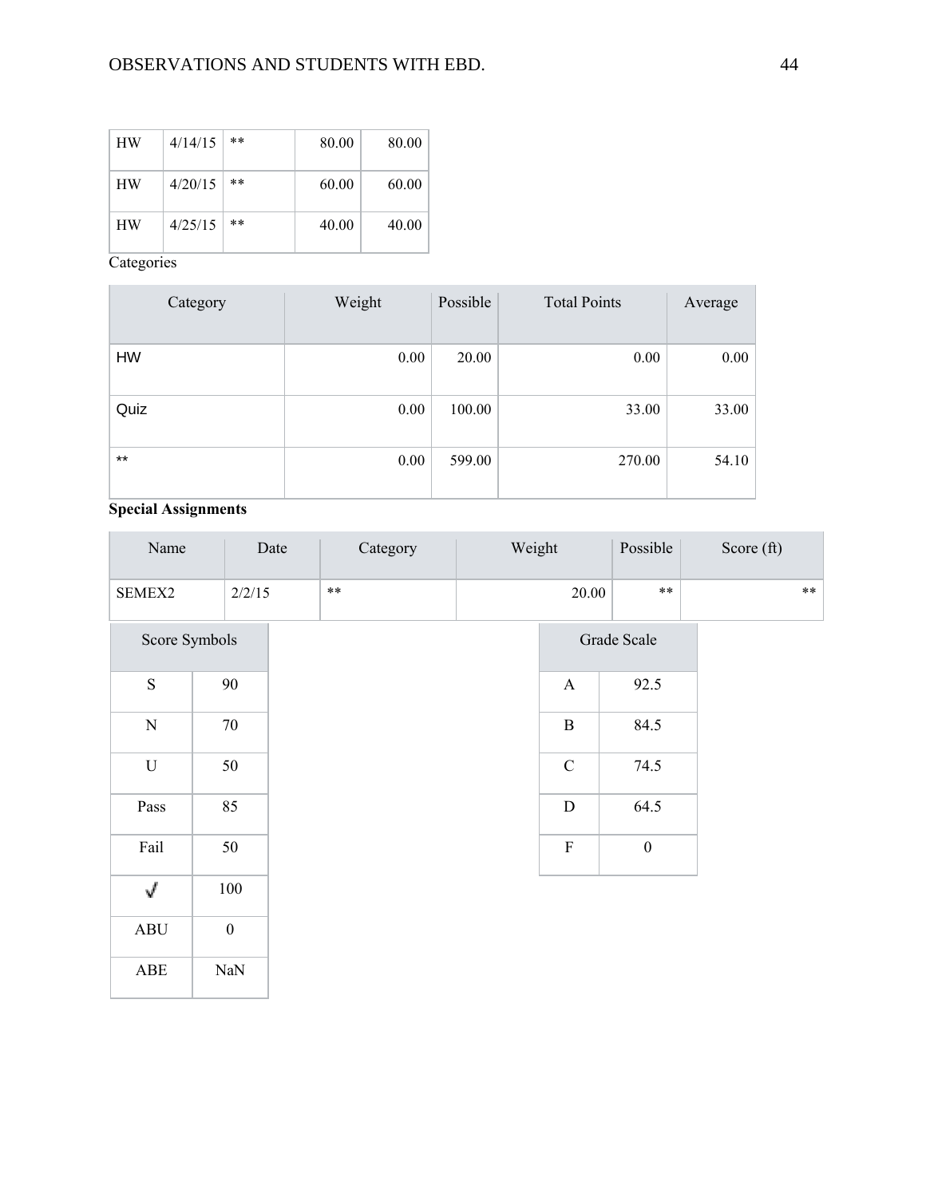| | | | | |
|---|---|---|---|---|
| HW | 4/14/15 | ** | 80.00 | 80.00 |
| HW | 4/20/15 | ** | 60.00 | 60.00 |
| HW | 4/25/15 | ** | 40.00 | 40.00 |

Categories

| Category | Weight | Possible | Total Points | Average |
|---|---|---|---|---|
| HW | 0.00 | 20.00 | 0.00 | 0.00 |
| Quiz | 0.00 | 100.00 | 33.00 | 33.00 |
| ** | 0.00 | 599.00 | 270.00 | 54.10 |

**Special Assignments**

| Name | Date | Category | Weight | Possible | Score (ft) |
|---|---|---|---|---|---|
| SEMEX2 | 2/2/15 | ** | 20.00 | ** | ** |

| Score Symbols | |
|---|---|
| S | 90 |
| N | 70 |
| U | 50 |
| Pass | 85 |
| Fail | 50 |
| ✓ | 100 |
| ABU | 0 |
| ABE | NaN |

| Grade Scale | |
|---|---|
| A | 92.5 |
| B | 84.5 |
| C | 74.5 |
| D | 64.5 |
| F | 0 |